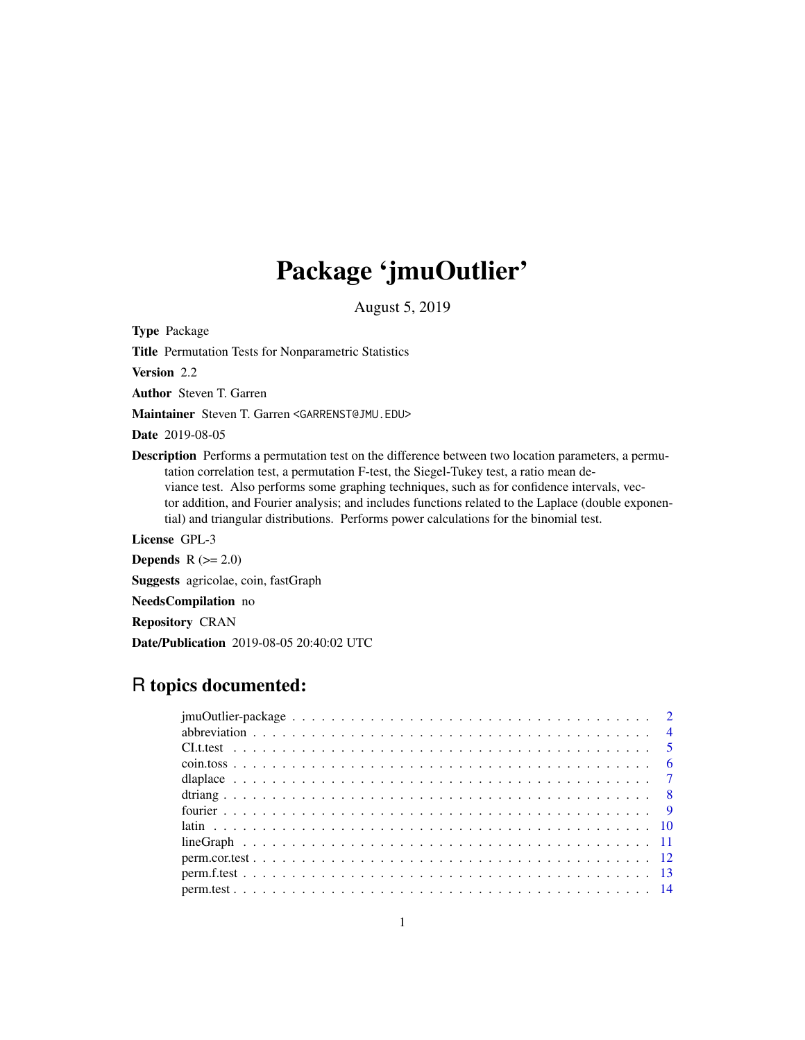# Package 'jmuOutlier'

August 5, 2019

**Type** Package

**Title** Permutation Tests for Nonparametric Statistics

**Version** 2.2

**Author** Steven T. Garren

**Maintainer** Steven T. Garren <GARRENST@JMU.EDU>

**Date** 2019-08-05

**Description** Performs a permutation test on the difference between two location parameters, a permutation correlation test, a permutation F-test, the Siegel-Tukey test, a ratio mean deviance test. Also performs some graphing techniques, such as for confidence intervals, vector addition, and Fourier analysis; and includes functions related to the Laplace (double exponential) and triangular distributions. Performs power calculations for the binomial test.

**License** GPL-3

**Depends** R (>= 2.0)

**Suggests** agricolae, coin, fastGraph

**NeedsCompilation** no

**Repository** CRAN

**Date/Publication** 2019-08-05 20:40:02 UTC

## R topics documented:

| | |
|---|---|
| jmuOutlier-package | 2 |
| abbreviation | 4 |
| CI.t.test | 5 |
| coin.toss | 6 |
| dlaplace | 7 |
| dtriang | 8 |
| fourier | 9 |
| latin | 10 |
| lineGraph | 11 |
| perm.cor.test | 12 |
| perm.f.test | 13 |
| perm.test | 14 |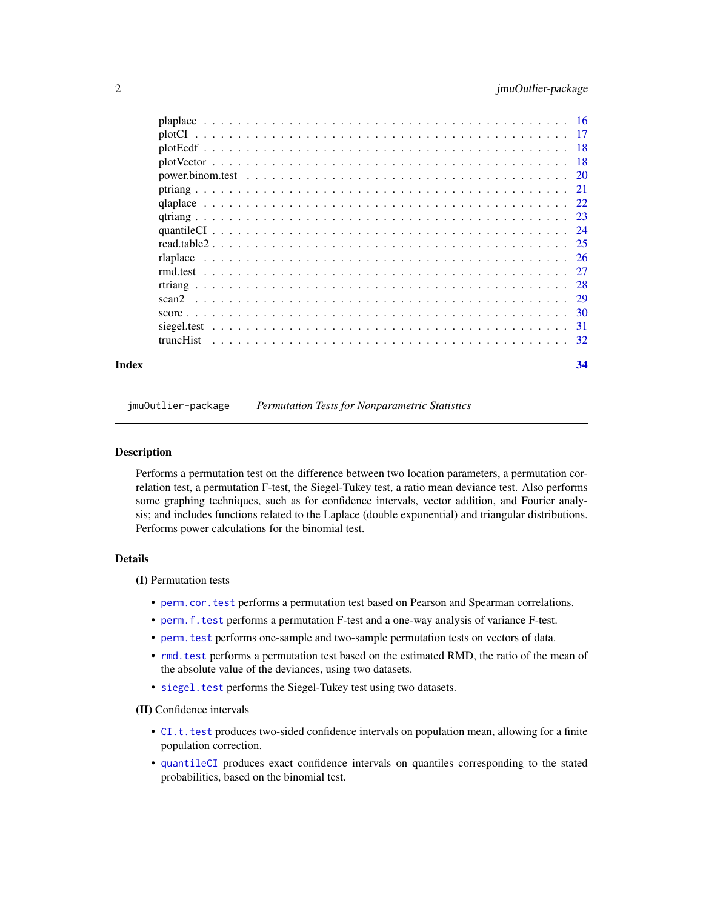plaplace . . . . . . . . . . . . . . . . . . . . . . . . . . . . . . . . . . . . . . . . 16
plotCI . . . . . . . . . . . . . . . . . . . . . . . . . . . . . . . . . . . . . . . . 17
plotEcdf . . . . . . . . . . . . . . . . . . . . . . . . . . . . . . . . . . . . . . . 18
plotVector . . . . . . . . . . . . . . . . . . . . . . . . . . . . . . . . . . . . . . 18
power.binom.test . . . . . . . . . . . . . . . . . . . . . . . . . . . . . . . . . . . 20
ptriang . . . . . . . . . . . . . . . . . . . . . . . . . . . . . . . . . . . . . . . . 21
qlaplace . . . . . . . . . . . . . . . . . . . . . . . . . . . . . . . . . . . . . . . 22
qtriang . . . . . . . . . . . . . . . . . . . . . . . . . . . . . . . . . . . . . . . . 23
quantileCI . . . . . . . . . . . . . . . . . . . . . . . . . . . . . . . . . . . . . . 24
read.table2 . . . . . . . . . . . . . . . . . . . . . . . . . . . . . . . . . . . . . 25
rlaplace . . . . . . . . . . . . . . . . . . . . . . . . . . . . . . . . . . . . . . . 26
rmd.test . . . . . . . . . . . . . . . . . . . . . . . . . . . . . . . . . . . . . . . 27
rtriang . . . . . . . . . . . . . . . . . . . . . . . . . . . . . . . . . . . . . . . . 28
scan2 . . . . . . . . . . . . . . . . . . . . . . . . . . . . . . . . . . . . . . . . . 29
score . . . . . . . . . . . . . . . . . . . . . . . . . . . . . . . . . . . . . . . . . 30
siegel.test . . . . . . . . . . . . . . . . . . . . . . . . . . . . . . . . . . . . . . 31
truncHist . . . . . . . . . . . . . . . . . . . . . . . . . . . . . . . . . . . . . . . 32

**Index** 34

---

`jmuOutlier-package` *Permutation Tests for Nonparametric Statistics*

---

### Description

Performs a permutation test on the difference between two location parameters, a permutation correlation test, a permutation F-test, the Siegel-Tukey test, a ratio mean deviance test. Also performs some graphing techniques, such as for confidence intervals, vector addition, and Fourier analysis; and includes functions related to the Laplace (double exponential) and triangular distributions. Performs power calculations for the binomial test.

### Details

**(I)** Permutation tests

- `perm.cor.test` performs a permutation test based on Pearson and Spearman correlations.
- `perm.f.test` performs a permutation F-test and a one-way analysis of variance F-test.
- `perm.test` performs one-sample and two-sample permutation tests on vectors of data.
- `rmd.test` performs a permutation test based on the estimated RMD, the ratio of the mean of the absolute value of the deviances, using two datasets.
- `siegel.test` performs the Siegel-Tukey test using two datasets.

**(II)** Confidence intervals

- `CI.t.test` produces two-sided confidence intervals on population mean, allowing for a finite population correction.
- `quantileCI` produces exact confidence intervals on quantiles corresponding to the stated probabilities, based on the binomial test.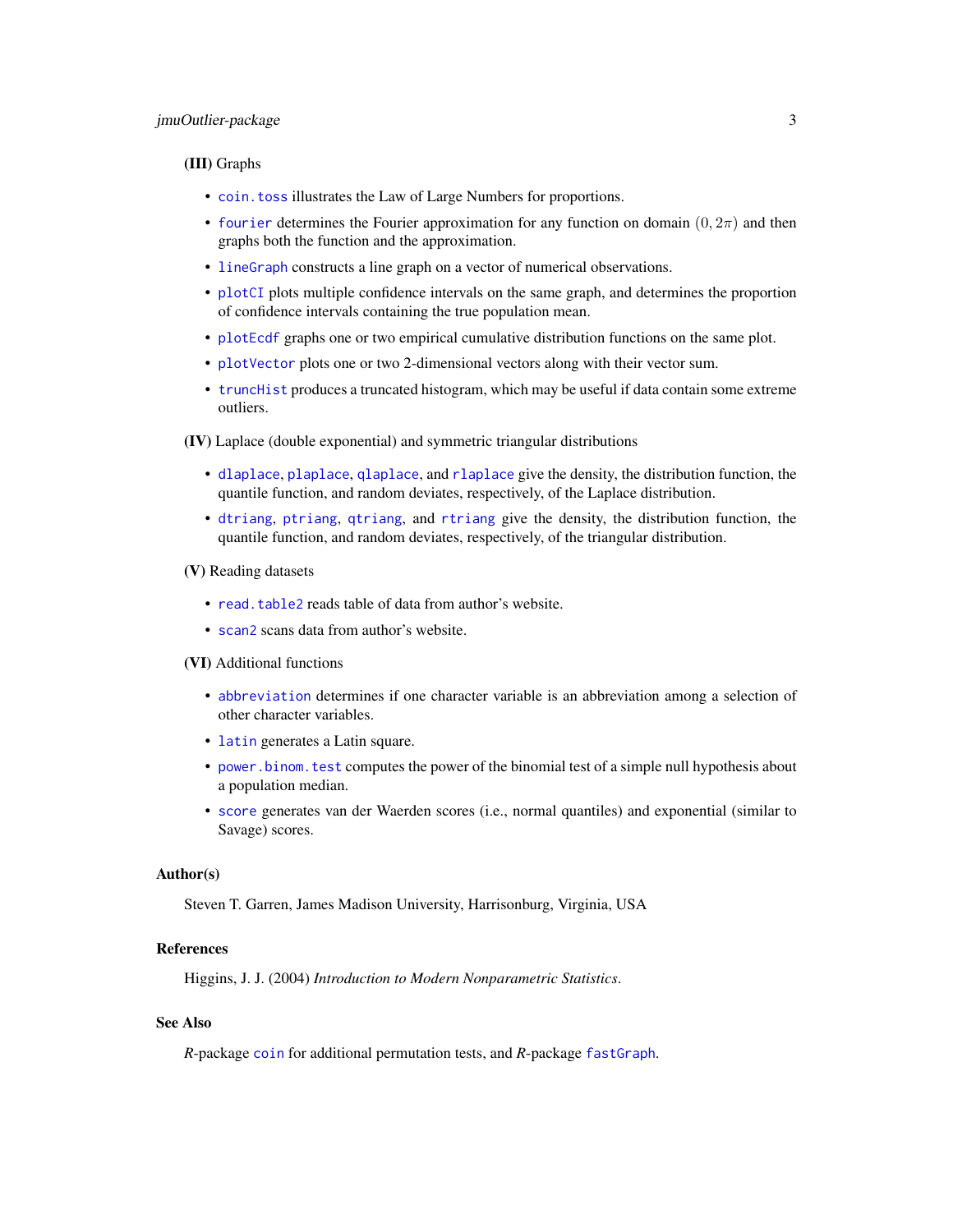**(III)** Graphs

- `coin.toss` illustrates the Law of Large Numbers for proportions.
- `fourier` determines the Fourier approximation for any function on domain $(0, 2\pi)$ and then graphs both the function and the approximation.
- `lineGraph` constructs a line graph on a vector of numerical observations.
- `plotCI` plots multiple confidence intervals on the same graph, and determines the proportion of confidence intervals containing the true population mean.
- `plotEcdf` graphs one or two empirical cumulative distribution functions on the same plot.
- `plotVector` plots one or two 2-dimensional vectors along with their vector sum.
- `truncHist` produces a truncated histogram, which may be useful if data contain some extreme outliers.

**(IV)** Laplace (double exponential) and symmetric triangular distributions

- `dlaplace`, `plaplace`, `qlaplace`, and `rlaplace` give the density, the distribution function, the quantile function, and random deviates, respectively, of the Laplace distribution.
- `dtriang`, `ptriang`, `qtriang`, and `rtriang` give the density, the distribution function, the quantile function, and random deviates, respectively, of the triangular distribution.

**(V)** Reading datasets

- `read.table2` reads table of data from author's website.
- `scan2` scans data from author's website.

**(VI)** Additional functions

- `abbreviation` determines if one character variable is an abbreviation among a selection of other character variables.
- `latin` generates a Latin square.
- `power.binom.test` computes the power of the binomial test of a simple null hypothesis about a population median.
- `score` generates van der Waerden scores (i.e., normal quantiles) and exponential (similar to Savage) scores.

### Author(s)

Steven T. Garren, James Madison University, Harrisonburg, Virginia, USA

### References

Higgins, J. J. (2004) *Introduction to Modern Nonparametric Statistics*.

### See Also

*R*-package `coin` for additional permutation tests, and *R*-package `fastGraph`.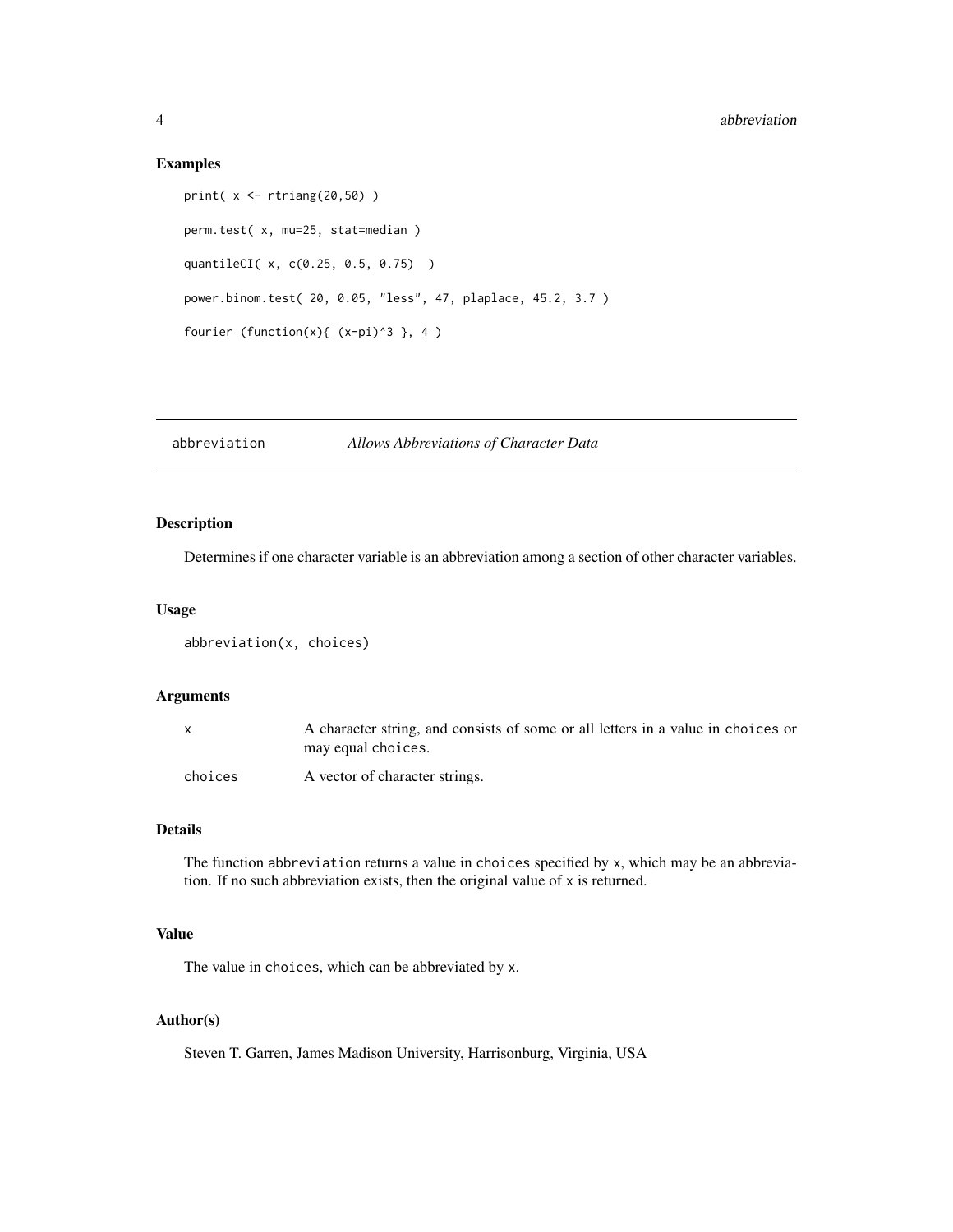## Examples

```
print( x <- rtriang(20,50) )

perm.test( x, mu=25, stat=median )

quantileCI( x, c(0.25, 0.5, 0.75)  )

power.binom.test( 20, 0.05, "less", 47, plaplace, 45.2, 3.7 )

fourier (function(x){ (x-pi)^3 }, 4 )
```

---

# abbreviation — *Allows Abbreviations of Character Data*

## Description

Determines if one character variable is an abbreviation among a section of other character variables.

## Usage

```
abbreviation(x, choices)
```

## Arguments

| | |
|---|---|
| `x` | A character string, and consists of some or all letters in a value in `choices` or may equal `choices`. |
| `choices` | A vector of character strings. |

## Details

The function `abbreviation` returns a value in `choices` specified by `x`, which may be an abbreviation. If no such abbreviation exists, then the original value of `x` is returned.

## Value

The value in `choices`, which can be abbreviated by `x`.

## Author(s)

Steven T. Garren, James Madison University, Harrisonburg, Virginia, USA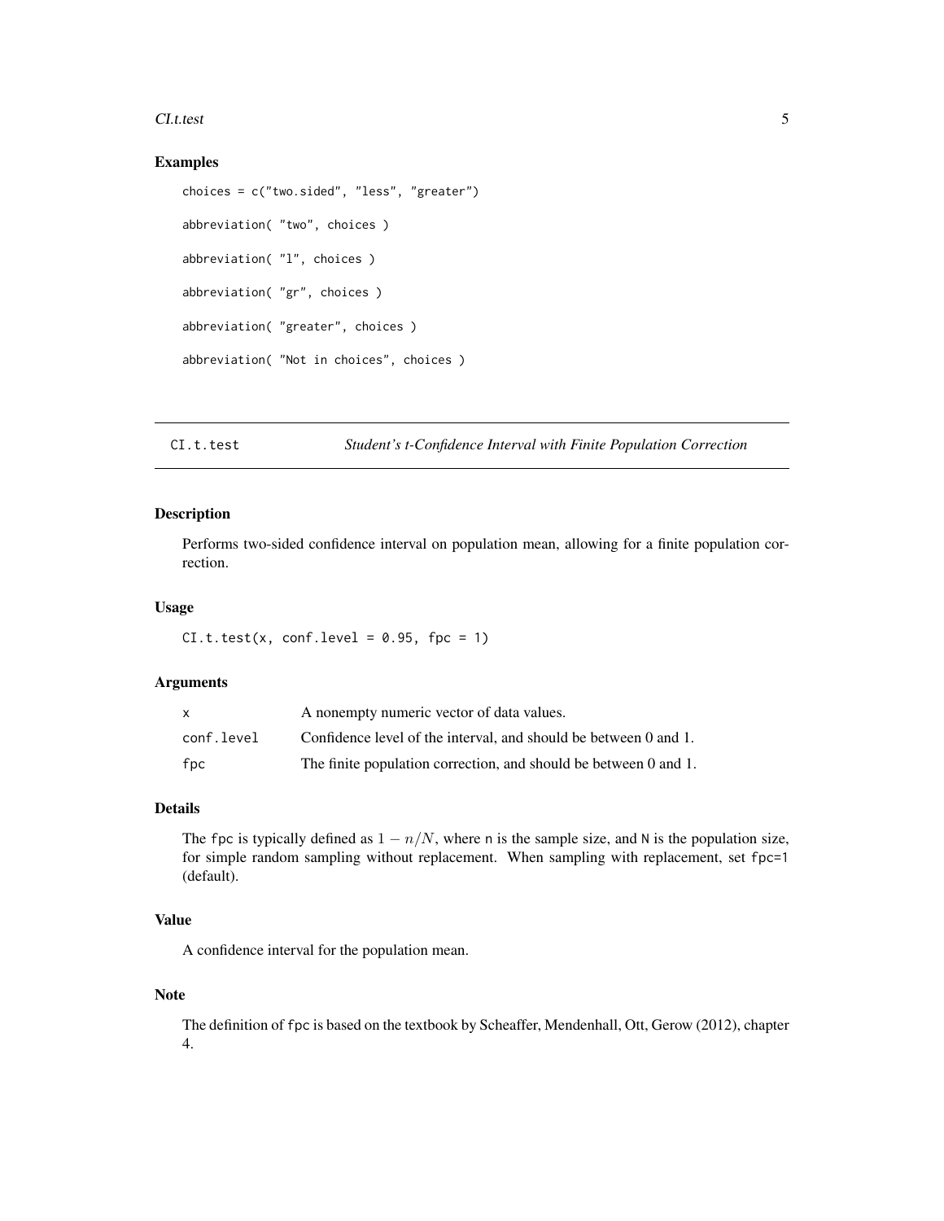### Examples

```
choices = c("two.sided", "less", "greater")

abbreviation( "two", choices )

abbreviation( "l", choices )

abbreviation( "gr", choices )

abbreviation( "greater", choices )

abbreviation( "Not in choices", choices )
```

## CI.t.test *Student's t-Confidence Interval with Finite Population Correction*

### Description

Performs two-sided confidence interval on population mean, allowing for a finite population correction.

### Usage

```
CI.t.test(x, conf.level = 0.95, fpc = 1)
```

### Arguments

| | |
|---|---|
| x | A nonempty numeric vector of data values. |
| conf.level | Confidence level of the interval, and should be between 0 and 1. |
| fpc | The finite population correction, and should be between 0 and 1. |

### Details

The fpc is typically defined as $1 - n/N$, where n is the sample size, and N is the population size, for simple random sampling without replacement. When sampling with replacement, set fpc=1 (default).

### Value

A confidence interval for the population mean.

### Note

The definition of fpc is based on the textbook by Scheaffer, Mendenhall, Ott, Gerow (2012), chapter 4.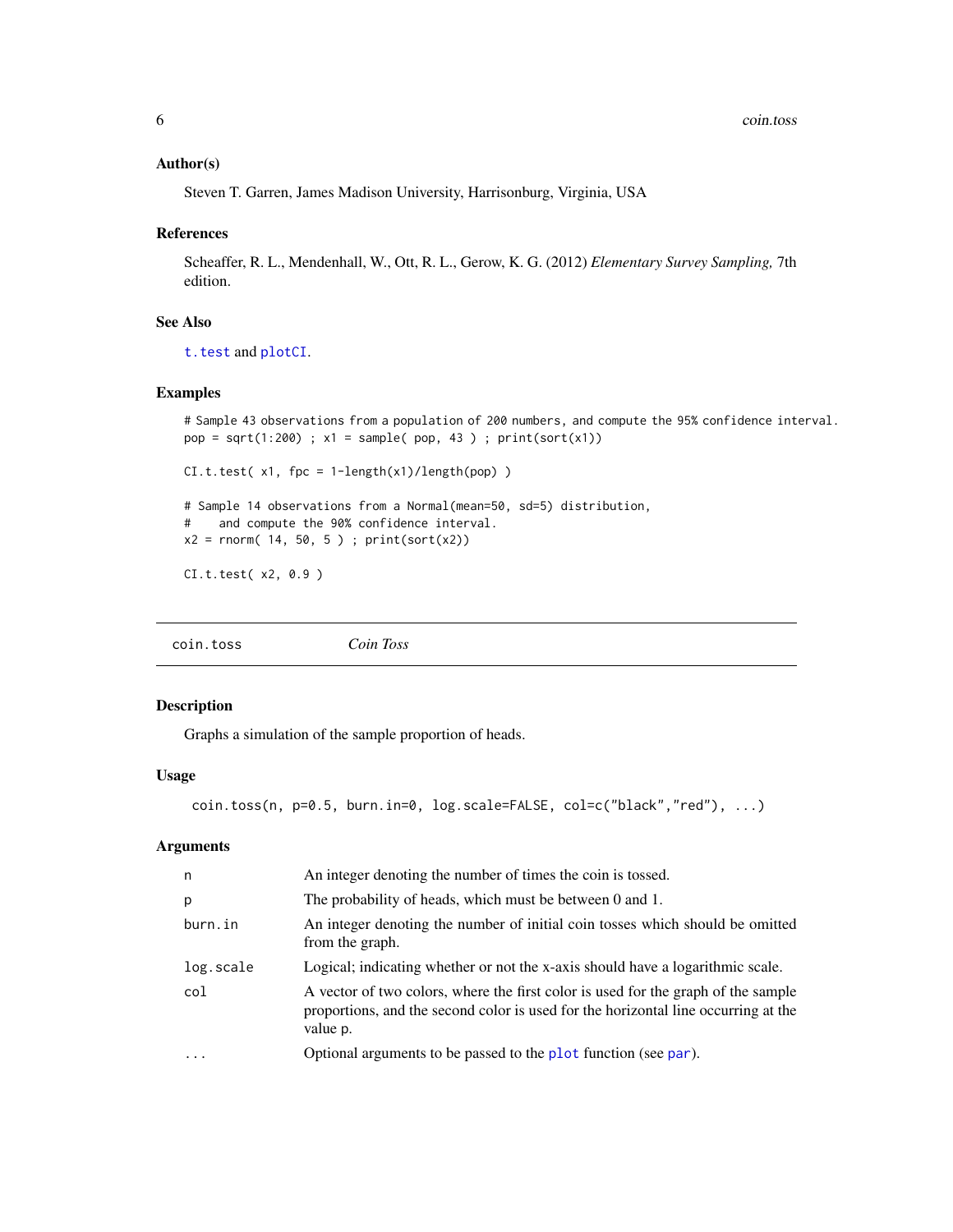### Author(s)

Steven T. Garren, James Madison University, Harrisonburg, Virginia, USA

### References

Scheaffer, R. L., Mendenhall, W., Ott, R. L., Gerow, K. G. (2012) *Elementary Survey Sampling,* 7th edition.

### See Also

`t.test` and `plotCI`.

### Examples

```
# Sample 43 observations from a population of 200 numbers, and compute the 95% confidence interval.
pop = sqrt(1:200) ; x1 = sample( pop, 43 ) ; print(sort(x1))

CI.t.test( x1, fpc = 1-length(x1)/length(pop) )

# Sample 14 observations from a Normal(mean=50, sd=5) distribution,
#    and compute the 90% confidence interval.
x2 = rnorm( 14, 50, 5 ) ; print(sort(x2))

CI.t.test( x2, 0.9 )
```

---

## `coin.toss` *Coin Toss*

---

### Description

Graphs a simulation of the sample proportion of heads.

### Usage

```
coin.toss(n, p=0.5, burn.in=0, log.scale=FALSE, col=c("black","red"), ...)
```

### Arguments

| | |
|---|---|
| `n` | An integer denoting the number of times the coin is tossed. |
| `p` | The probability of heads, which must be between 0 and 1. |
| `burn.in` | An integer denoting the number of initial coin tosses which should be omitted from the graph. |
| `log.scale` | Logical; indicating whether or not the x-axis should have a logarithmic scale. |
| `col` | A vector of two colors, where the first color is used for the graph of the sample proportions, and the second color is used for the horizontal line occurring at the value p. |
| `...` | Optional arguments to be passed to the `plot` function (see `par`). |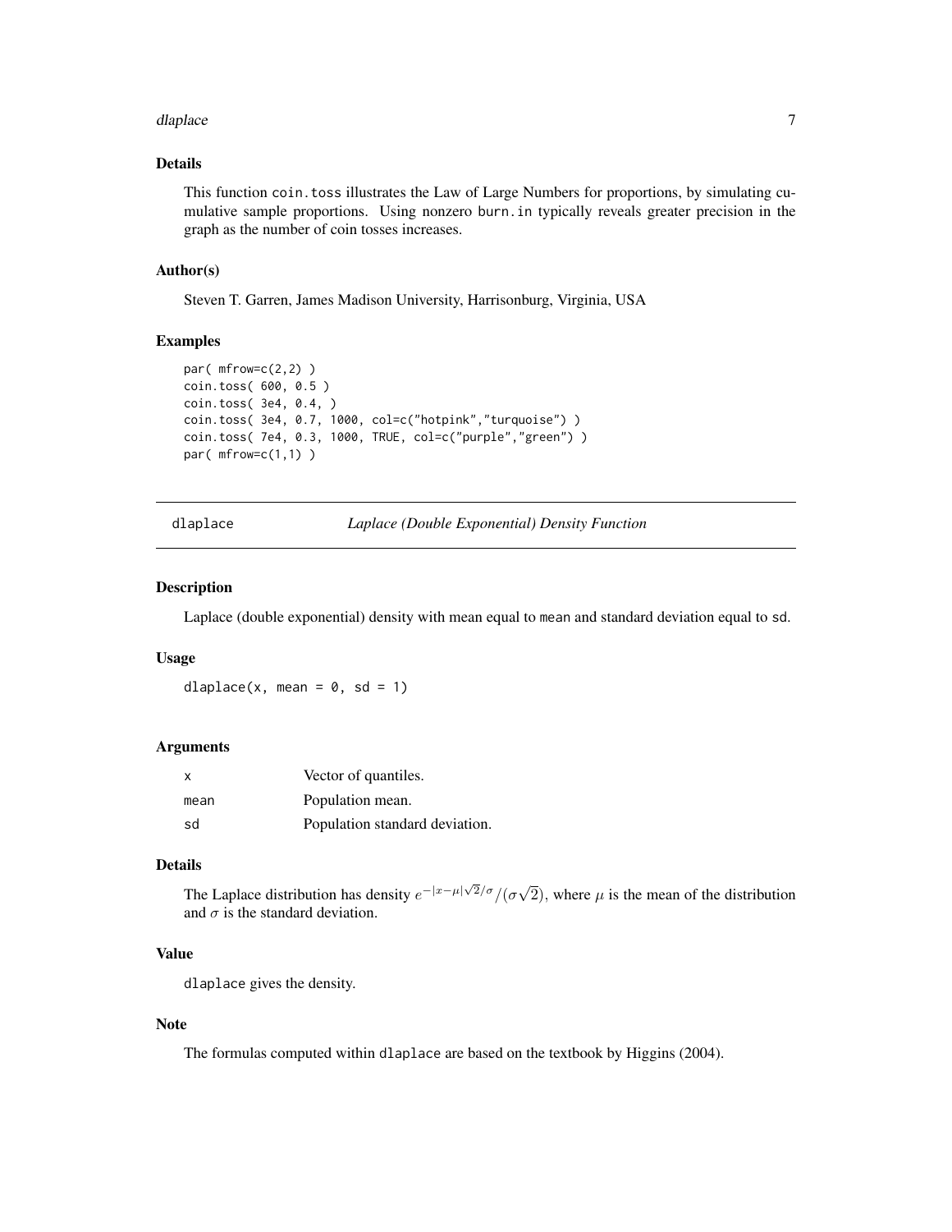### Details

This function `coin.toss` illustrates the Law of Large Numbers for proportions, by simulating cumulative sample proportions. Using nonzero `burn.in` typically reveals greater precision in the graph as the number of coin tosses increases.

### Author(s)

Steven T. Garren, James Madison University, Harrisonburg, Virginia, USA

### Examples

```
par( mfrow=c(2,2) )
coin.toss( 600, 0.5 )
coin.toss( 3e4, 0.4, )
coin.toss( 3e4, 0.7, 1000, col=c("hotpink","turquoise") )
coin.toss( 7e4, 0.3, 1000, TRUE, col=c("purple","green") )
par( mfrow=c(1,1) )
```

---

## dlaplace — *Laplace (Double Exponential) Density Function*

---

### Description

Laplace (double exponential) density with mean equal to `mean` and standard deviation equal to `sd`.

### Usage

```
dlaplace(x, mean = 0, sd = 1)
```

### Arguments

| | |
|---|---|
| `x` | Vector of quantiles. |
| `mean` | Population mean. |
| `sd` | Population standard deviation. |

### Details

The Laplace distribution has density $e^{-|x-\mu|\sqrt{2}/\sigma}/(\sigma\sqrt{2})$, where $\mu$ is the mean of the distribution and $\sigma$ is the standard deviation.

### Value

`dlaplace` gives the density.

### Note

The formulas computed within `dlaplace` are based on the textbook by Higgins (2004).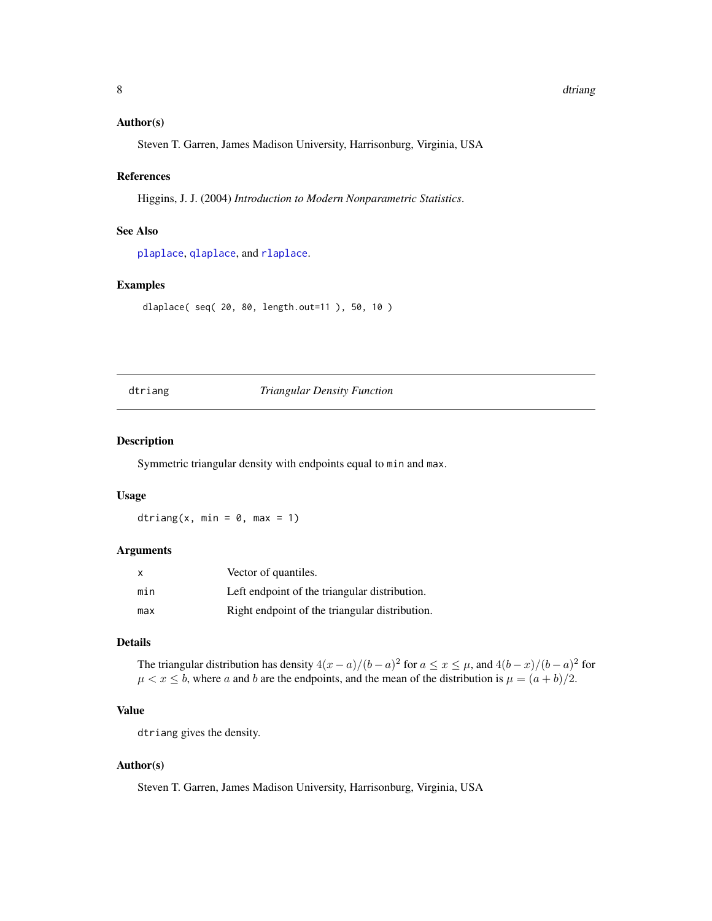### Author(s)

Steven T. Garren, James Madison University, Harrisonburg, Virginia, USA

### References

Higgins, J. J. (2004) *Introduction to Modern Nonparametric Statistics*.

### See Also

plaplace, qlaplace, and rlaplace.

### Examples

```
dlaplace( seq( 20, 80, length.out=11 ), 50, 10 )
```

---

## dtriang — *Triangular Density Function*

---

### Description

Symmetric triangular density with endpoints equal to `min` and `max`.

### Usage

```
dtriang(x, min = 0, max = 1)
```

### Arguments

| | |
|---|---|
| `x` | Vector of quantiles. |
| `min` | Left endpoint of the triangular distribution. |
| `max` | Right endpoint of the triangular distribution. |

### Details

The triangular distribution has density $4(x-a)/(b-a)^2$ for $a \leq x \leq \mu$, and $4(b-x)/(b-a)^2$ for $\mu < x \leq b$, where $a$ and $b$ are the endpoints, and the mean of the distribution is $\mu = (a+b)/2$.

### Value

`dtriang` gives the density.

### Author(s)

Steven T. Garren, James Madison University, Harrisonburg, Virginia, USA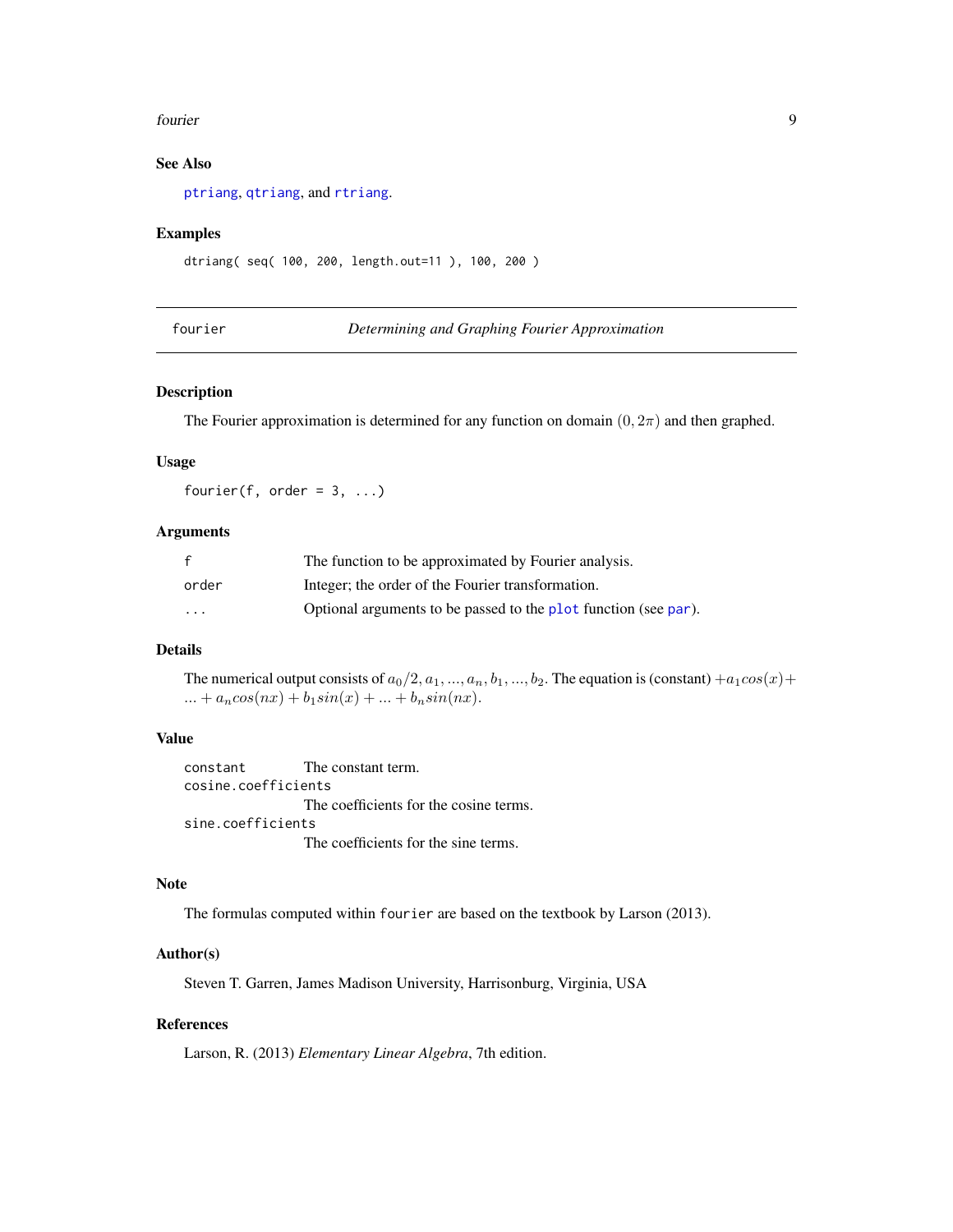## See Also

ptriang, qtriang, and rtriang.

## Examples

```
dtriang( seq( 100, 200, length.out=11 ), 100, 200 )
```

---

# fourier — *Determining and Graphing Fourier Approximation*

## Description

The Fourier approximation is determined for any function on domain $(0, 2\pi)$ and then graphed.

## Usage

```
fourier(f, order = 3, ...)
```

## Arguments

| | |
|---|---|
| f | The function to be approximated by Fourier analysis. |
| order | Integer; the order of the Fourier transformation. |
| ... | Optional arguments to be passed to the plot function (see par). |

## Details

The numerical output consists of $a_0/2, a_1, ..., a_n, b_1, ..., b_2$. The equation is (constant) $+a_1 cos(x) + ... + a_n cos(nx) + b_1 sin(x) + ... + b_n sin(nx)$.

## Value

| | |
|---|---|
| constant | The constant term. |
| cosine.coefficients | The coefficients for the cosine terms. |
| sine.coefficients | The coefficients for the sine terms. |

## Note

The formulas computed within fourier are based on the textbook by Larson (2013).

## Author(s)

Steven T. Garren, James Madison University, Harrisonburg, Virginia, USA

## References

Larson, R. (2013) *Elementary Linear Algebra*, 7th edition.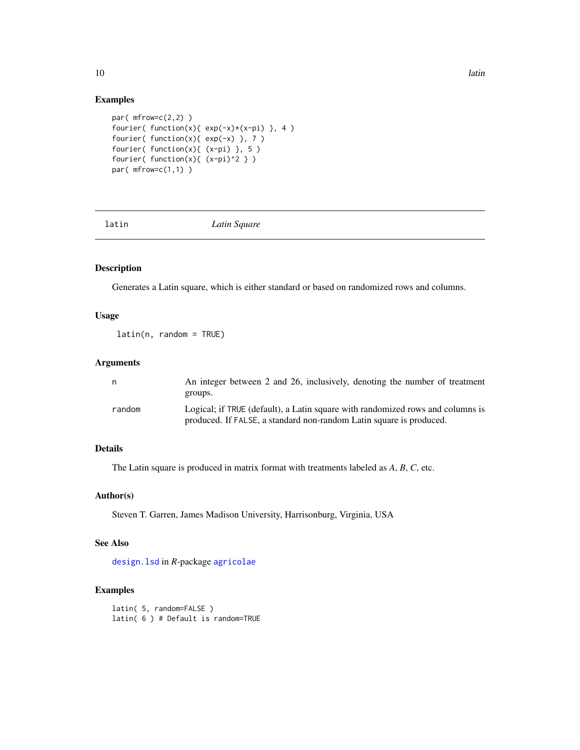## Examples

```
par( mfrow=c(2,2) )
fourier( function(x){ exp(-x)*(x-pi) }, 4 )
fourier( function(x){ exp(-x) }, 7 )
fourier( function(x){ (x-pi) }, 5 )
fourier( function(x){ (x-pi)^2 } )
par( mfrow=c(1,1) )
```

---

# latin — *Latin Square*

---

## Description

Generates a Latin square, which is either standard or based on randomized rows and columns.

## Usage

```
latin(n, random = TRUE)
```

## Arguments

| | |
|---|---|
| `n` | An integer between 2 and 26, inclusively, denoting the number of treatment groups. |
| `random` | Logical; if `TRUE` (default), a Latin square with randomized rows and columns is produced. If `FALSE`, a standard non-random Latin square is produced. |

## Details

The Latin square is produced in matrix format with treatments labeled as *A*, *B*, *C*, etc.

## Author(s)

Steven T. Garren, James Madison University, Harrisonburg, Virginia, USA

## See Also

`design.lsd` in *R*-package `agricolae`

## Examples

```
latin( 5, random=FALSE )
latin( 6 ) # Default is random=TRUE
```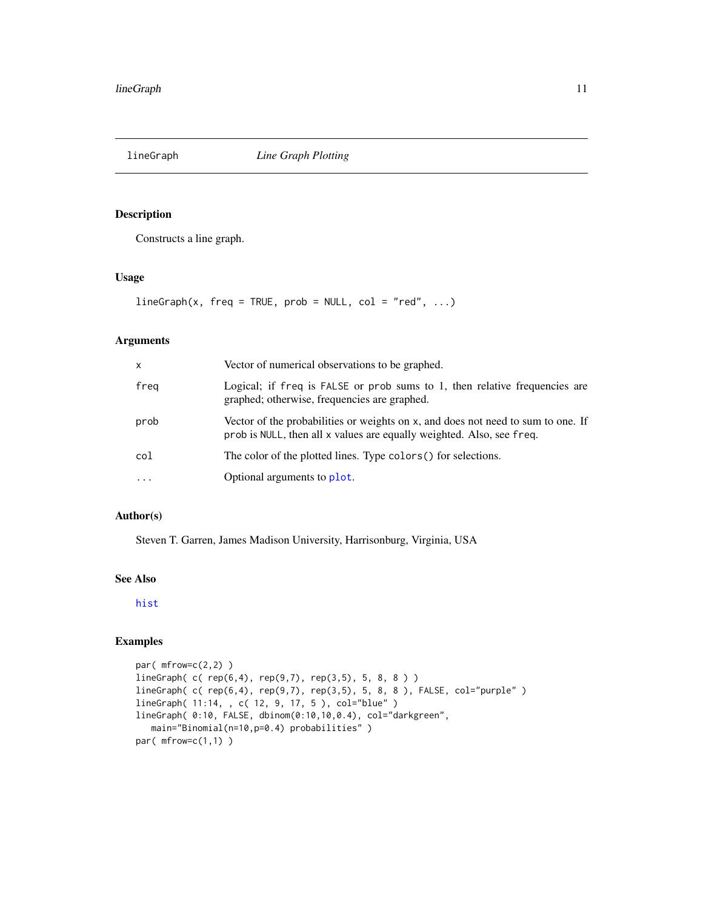# lineGraph — *Line Graph Plotting*

## Description

Constructs a line graph.

## Usage

```
lineGraph(x, freq = TRUE, prob = NULL, col = "red", ...)
```

## Arguments

| | |
|---|---|
| x | Vector of numerical observations to be graphed. |
| freq | Logical; if freq is FALSE or prob sums to 1, then relative frequencies are graphed; otherwise, frequencies are graphed. |
| prob | Vector of the probabilities or weights on x, and does not need to sum to one. If prob is NULL, then all x values are equally weighted. Also, see freq. |
| col | The color of the plotted lines. Type colors() for selections. |
| ... | Optional arguments to plot. |

## Author(s)

Steven T. Garren, James Madison University, Harrisonburg, Virginia, USA

## See Also

hist

## Examples

```
par( mfrow=c(2,2) )
lineGraph( c( rep(6,4), rep(9,7), rep(3,5), 5, 8, 8 ) )
lineGraph( c( rep(6,4), rep(9,7), rep(3,5), 5, 8, 8 ), FALSE, col="purple" )
lineGraph( 11:14, , c( 12, 9, 17, 5 ), col="blue" )
lineGraph( 0:10, FALSE, dbinom(0:10,10,0.4), col="darkgreen",
   main="Binomial(n=10,p=0.4) probabilities" )
par( mfrow=c(1,1) )
```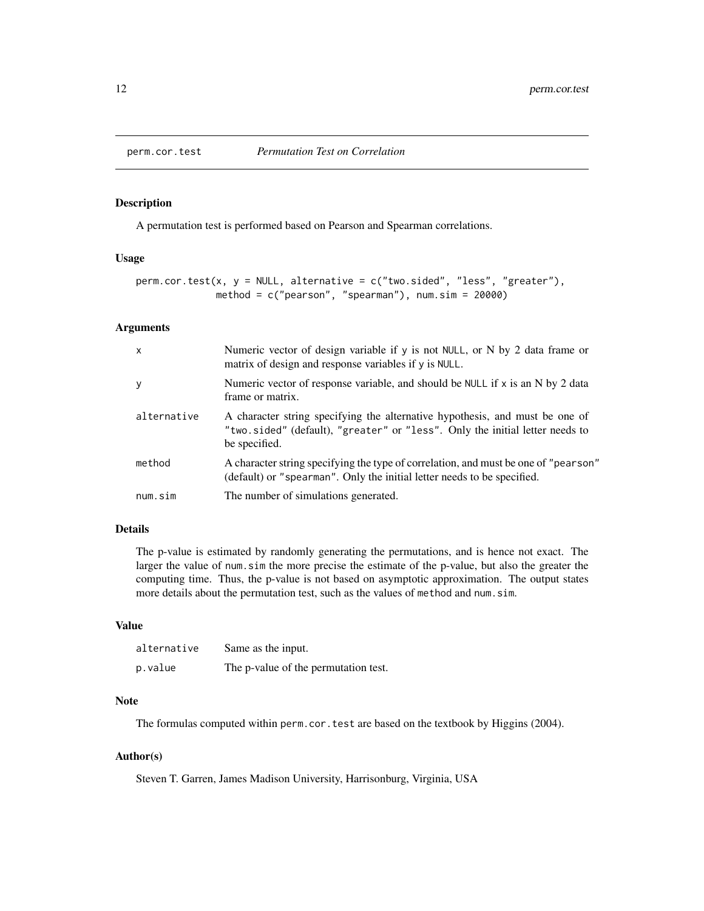# perm.cor.test — *Permutation Test on Correlation*

## Description

A permutation test is performed based on Pearson and Spearman correlations.

## Usage

```
perm.cor.test(x, y = NULL, alternative = c("two.sided", "less", "greater"),
              method = c("pearson", "spearman"), num.sim = 20000)
```

## Arguments

| | |
|---|---|
| `x` | Numeric vector of design variable if `y` is not `NULL`, or N by 2 data frame or matrix of design and response variables if `y` is `NULL`. |
| `y` | Numeric vector of response variable, and should be `NULL` if `x` is an N by 2 data frame or matrix. |
| `alternative` | A character string specifying the alternative hypothesis, and must be one of `"two.sided"` (default), `"greater"` or `"less"`. Only the initial letter needs to be specified. |
| `method` | A character string specifying the type of correlation, and must be one of `"pearson"` (default) or `"spearman"`. Only the initial letter needs to be specified. |
| `num.sim` | The number of simulations generated. |

## Details

The p-value is estimated by randomly generating the permutations, and is hence not exact. The larger the value of `num.sim` the more precise the estimate of the p-value, but also the greater the computing time. Thus, the p-value is not based on asymptotic approximation. The output states more details about the permutation test, such as the values of `method` and `num.sim`.

## Value

| | |
|---|---|
| `alternative` | Same as the input. |
| `p.value` | The p-value of the permutation test. |

## Note

The formulas computed within `perm.cor.test` are based on the textbook by Higgins (2004).

## Author(s)

Steven T. Garren, James Madison University, Harrisonburg, Virginia, USA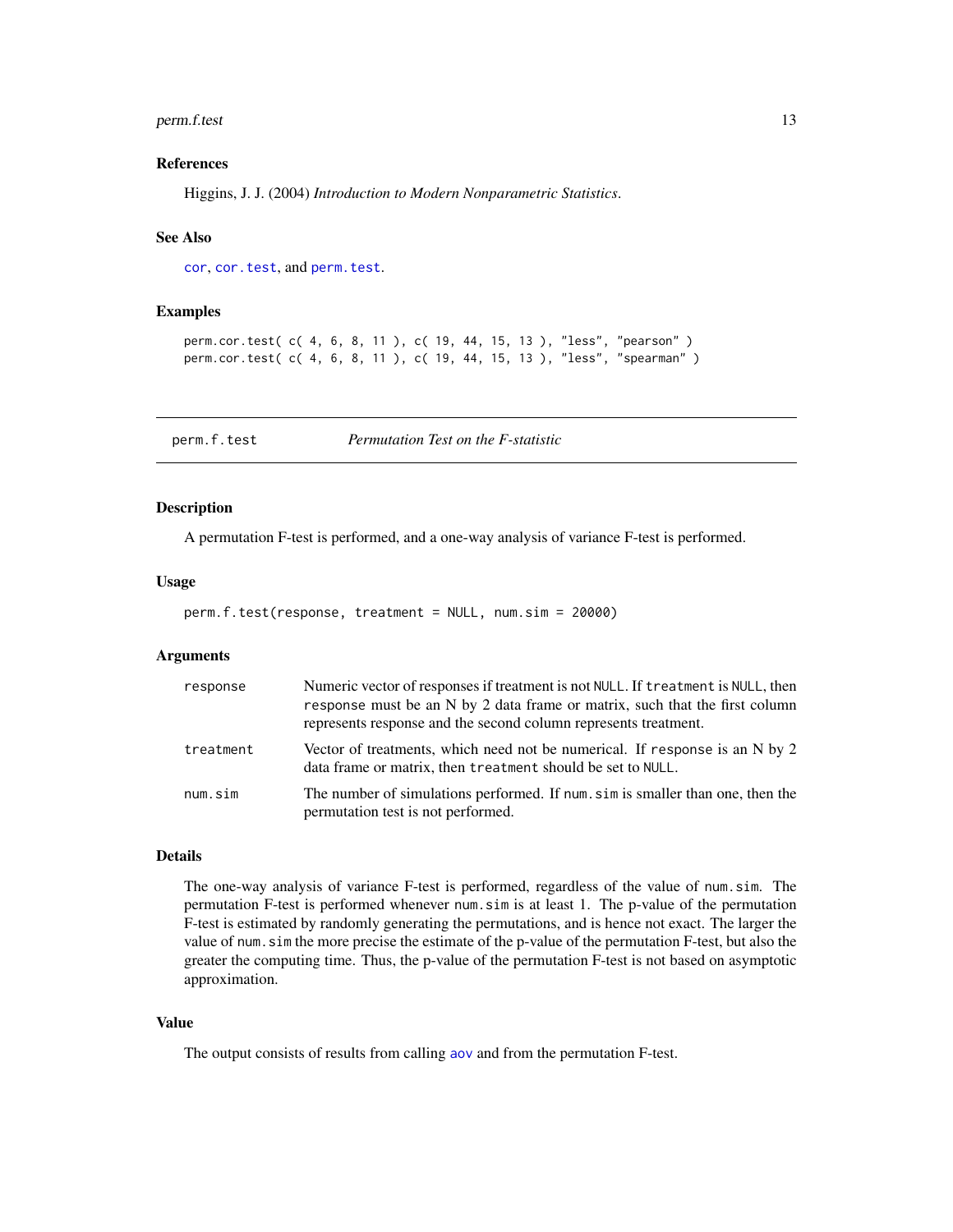### References

Higgins, J. J. (2004) *Introduction to Modern Nonparametric Statistics*.

### See Also

`cor`, `cor.test`, and `perm.test`.

### Examples

```
perm.cor.test( c( 4, 6, 8, 11 ), c( 19, 44, 15, 13 ), "less", "pearson" )
perm.cor.test( c( 4, 6, 8, 11 ), c( 19, 44, 15, 13 ), "less", "spearman" )
```

---

## perm.f.test &nbsp;&nbsp;&nbsp;&nbsp; *Permutation Test on the F-statistic*

---

### Description

A permutation F-test is performed, and a one-way analysis of variance F-test is performed.

### Usage

```
perm.f.test(response, treatment = NULL, num.sim = 20000)
```

### Arguments

| | |
|---|---|
| `response` | Numeric vector of responses if treatment is not `NULL`. If `treatment` is `NULL`, then `response` must be an N by 2 data frame or matrix, such that the first column represents response and the second column represents treatment. |
| `treatment` | Vector of treatments, which need not be numerical. If `response` is an N by 2 data frame or matrix, then `treatment` should be set to `NULL`. |
| `num.sim` | The number of simulations performed. If `num.sim` is smaller than one, then the permutation test is not performed. |

### Details

The one-way analysis of variance F-test is performed, regardless of the value of `num.sim`. The permutation F-test is performed whenever `num.sim` is at least 1. The p-value of the permutation F-test is estimated by randomly generating the permutations, and is hence not exact. The larger the value of `num.sim` the more precise the estimate of the p-value of the permutation F-test, but also the greater the computing time. Thus, the p-value of the permutation F-test is not based on asymptotic approximation.

### Value

The output consists of results from calling `aov` and from the permutation F-test.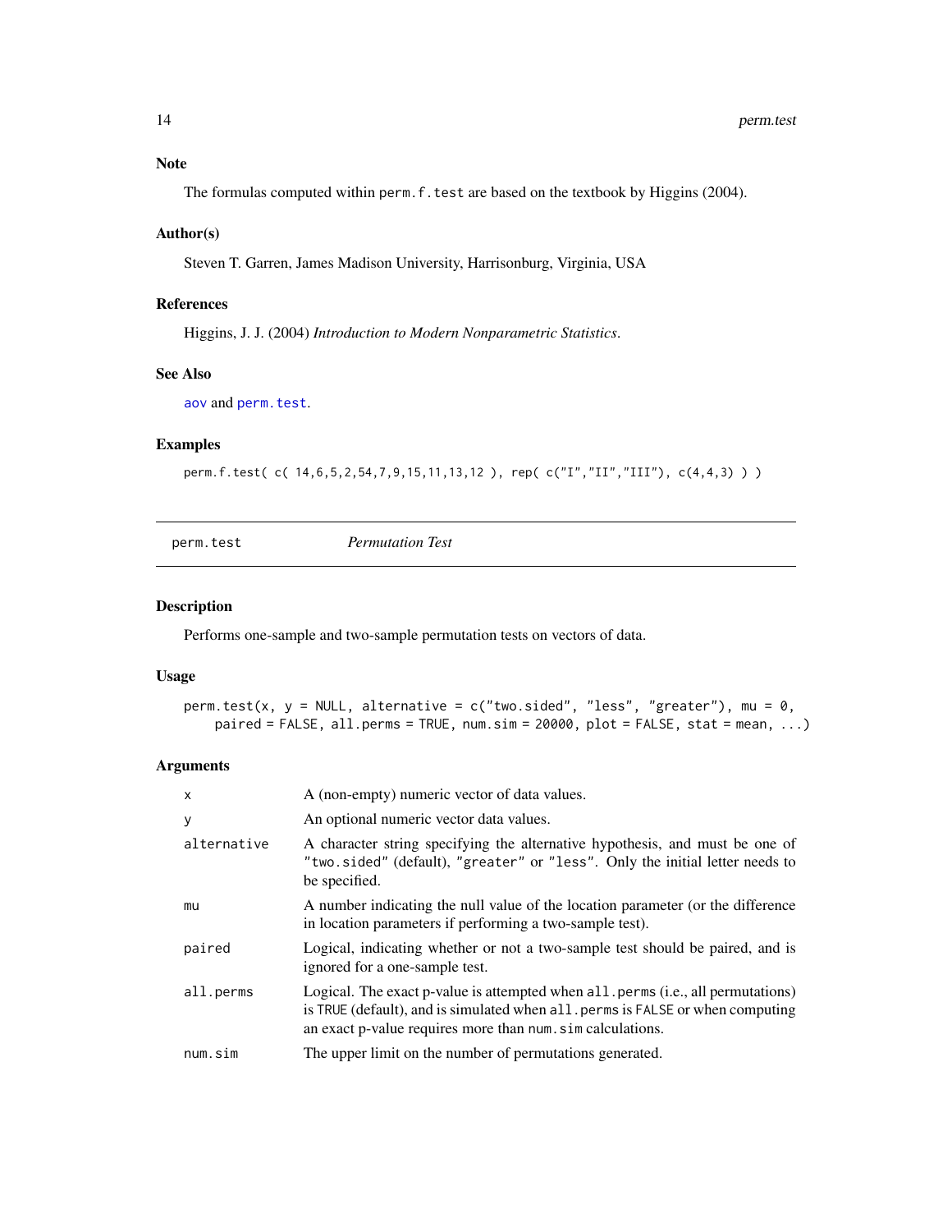## Note

The formulas computed within `perm.f.test` are based on the textbook by Higgins (2004).

## Author(s)

Steven T. Garren, James Madison University, Harrisonburg, Virginia, USA

## References

Higgins, J. J. (2004) *Introduction to Modern Nonparametric Statistics*.

## See Also

`aov` and `perm.test`.

## Examples

```
perm.f.test( c( 14,6,5,2,54,7,9,15,11,13,12 ), rep( c("I","II","III"), c(4,4,3) ) )
```

---

# perm.test — *Permutation Test*

---

## Description

Performs one-sample and two-sample permutation tests on vectors of data.

## Usage

```
perm.test(x, y = NULL, alternative = c("two.sided", "less", "greater"), mu = 0,
    paired = FALSE, all.perms = TRUE, num.sim = 20000, plot = FALSE, stat = mean, ...)
```

## Arguments

| | |
|---|---|
| `x` | A (non-empty) numeric vector of data values. |
| `y` | An optional numeric vector data values. |
| `alternative` | A character string specifying the alternative hypothesis, and must be one of `"two.sided"` (default), `"greater"` or `"less"`. Only the initial letter needs to be specified. |
| `mu` | A number indicating the null value of the location parameter (or the difference in location parameters if performing a two-sample test). |
| `paired` | Logical, indicating whether or not a two-sample test should be paired, and is ignored for a one-sample test. |
| `all.perms` | Logical. The exact p-value is attempted when `all.perms` (i.e., all permutations) is `TRUE` (default), and is simulated when `all.perms` is `FALSE` or when computing an exact p-value requires more than `num.sim` calculations. |
| `num.sim` | The upper limit on the number of permutations generated. |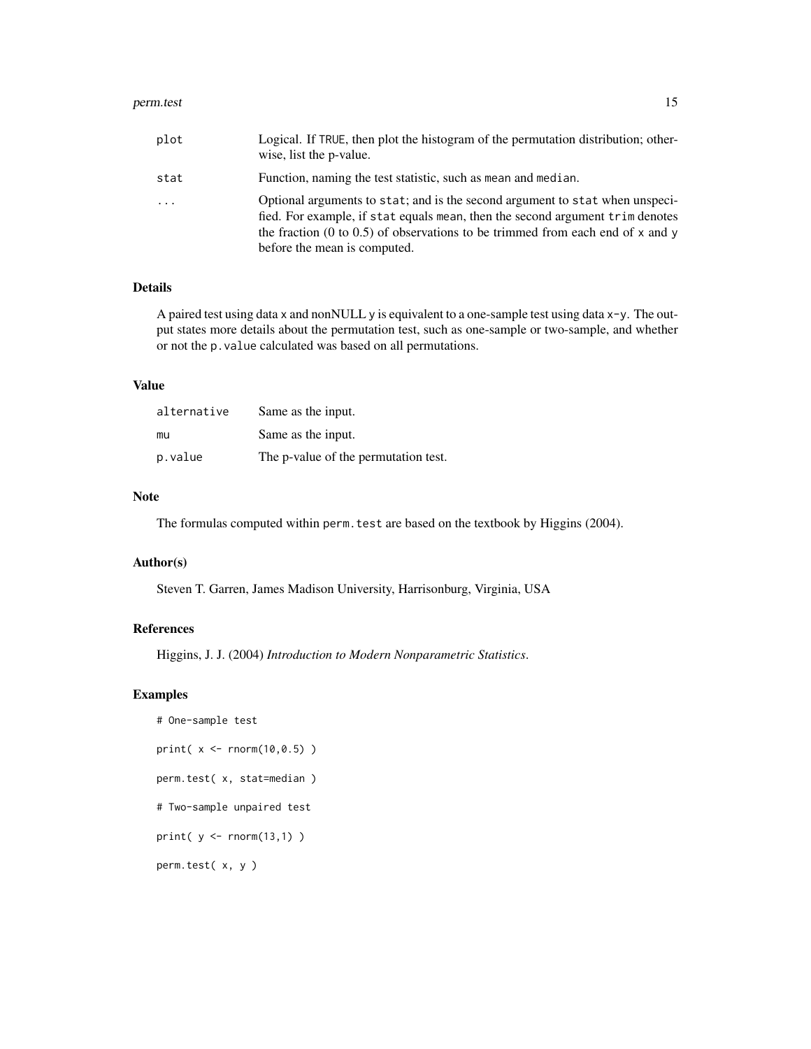| | |
|---|---|
| `plot` | Logical. If TRUE, then plot the histogram of the permutation distribution; otherwise, list the p-value. |
| `stat` | Function, naming the test statistic, such as mean and median. |
| `...` | Optional arguments to stat; and is the second argument to stat when unspecified. For example, if stat equals mean, then the second argument trim denotes the fraction (0 to 0.5) of observations to be trimmed from each end of x and y before the mean is computed. |

### Details

A paired test using data x and nonNULL y is equivalent to a one-sample test using data x-y. The output states more details about the permutation test, such as one-sample or two-sample, and whether or not the p.value calculated was based on all permutations.

### Value

| | |
|---|---|
| `alternative` | Same as the input. |
| `mu` | Same as the input. |
| `p.value` | The p-value of the permutation test. |

### Note

The formulas computed within perm.test are based on the textbook by Higgins (2004).

### Author(s)

Steven T. Garren, James Madison University, Harrisonburg, Virginia, USA

### References

Higgins, J. J. (2004) *Introduction to Modern Nonparametric Statistics*.

### Examples

```
# One-sample test

print( x <- rnorm(10,0.5) )

perm.test( x, stat=median )

# Two-sample unpaired test

print( y <- rnorm(13,1) )

perm.test( x, y )
```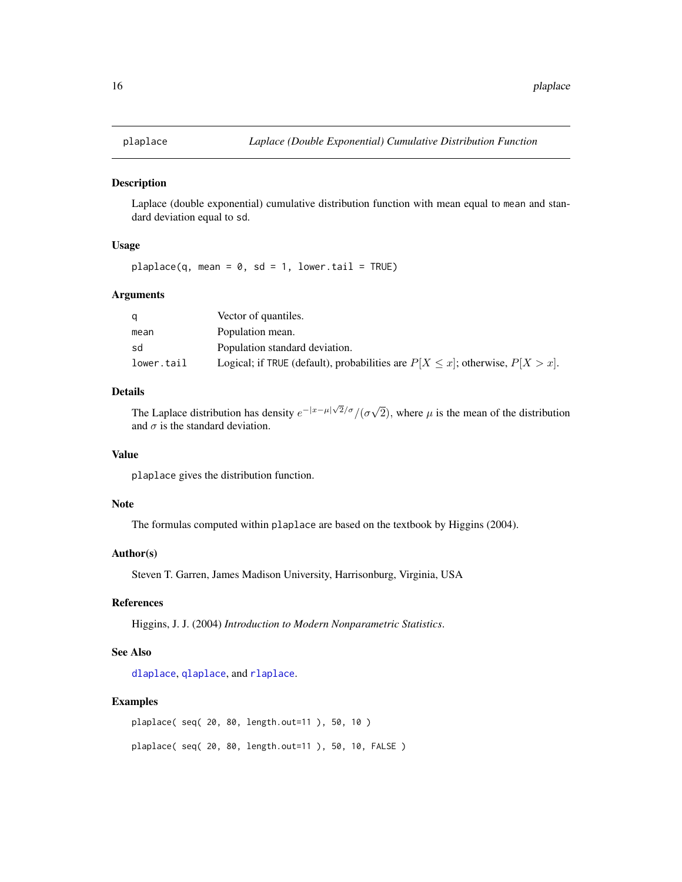# plaplace — *Laplace (Double Exponential) Cumulative Distribution Function*

## Description

Laplace (double exponential) cumulative distribution function with mean equal to mean and standard deviation equal to sd.

## Usage

```
plaplace(q, mean = 0, sd = 1, lower.tail = TRUE)
```

## Arguments

| | |
|---|---|
| q | Vector of quantiles. |
| mean | Population mean. |
| sd | Population standard deviation. |
| lower.tail | Logical; if TRUE (default), probabilities are $P[X \le x]$; otherwise, $P[X > x]$. |

## Details

The Laplace distribution has density $e^{-|x-\mu|\sqrt{2}/\sigma}/(\sigma\sqrt{2})$, where $\mu$ is the mean of the distribution and $\sigma$ is the standard deviation.

## Value

plaplace gives the distribution function.

## Note

The formulas computed within plaplace are based on the textbook by Higgins (2004).

## Author(s)

Steven T. Garren, James Madison University, Harrisonburg, Virginia, USA

## References

Higgins, J. J. (2004) *Introduction to Modern Nonparametric Statistics*.

## See Also

dlaplace, qlaplace, and rlaplace.

## Examples

```
plaplace( seq( 20, 80, length.out=11 ), 50, 10 )

plaplace( seq( 20, 80, length.out=11 ), 50, 10, FALSE )
```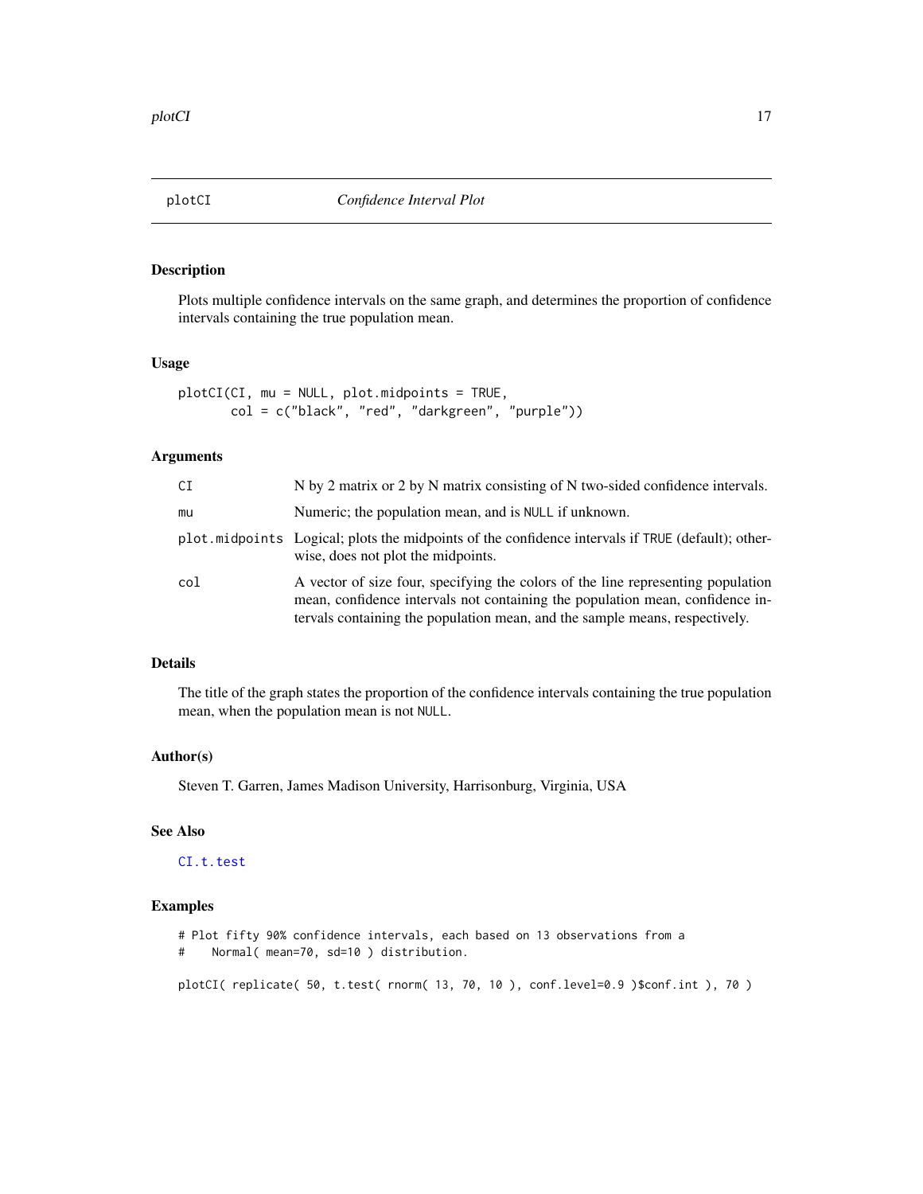## plotCI — *Confidence Interval Plot*

### Description

Plots multiple confidence intervals on the same graph, and determines the proportion of confidence intervals containing the true population mean.

### Usage

```
plotCI(CI, mu = NULL, plot.midpoints = TRUE,
       col = c("black", "red", "darkgreen", "purple"))
```

### Arguments

| Argument | Description |
| --- | --- |
| CI | N by 2 matrix or 2 by N matrix consisting of N two-sided confidence intervals. |
| mu | Numeric; the population mean, and is NULL if unknown. |
| plot.midpoints | Logical; plots the midpoints of the confidence intervals if TRUE (default); otherwise, does not plot the midpoints. |
| col | A vector of size four, specifying the colors of the line representing population mean, confidence intervals not containing the population mean, confidence intervals containing the population mean, and the sample means, respectively. |

### Details

The title of the graph states the proportion of the confidence intervals containing the true population mean, when the population mean is not NULL.

### Author(s)

Steven T. Garren, James Madison University, Harrisonburg, Virginia, USA

### See Also

CI.t.test

### Examples

```
# Plot fifty 90% confidence intervals, each based on 13 observations from a
#    Normal( mean=70, sd=10 ) distribution.

plotCI( replicate( 50, t.test( rnorm( 13, 70, 10 ), conf.level=0.9 )$conf.int ), 70 )
```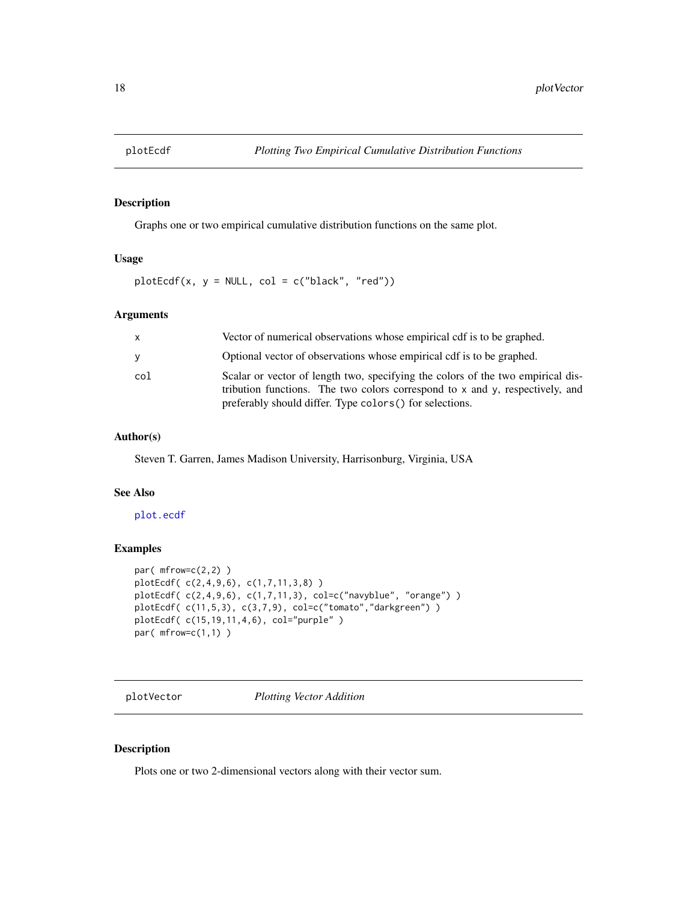## plotEcdf *Plotting Two Empirical Cumulative Distribution Functions*

### Description

Graphs one or two empirical cumulative distribution functions on the same plot.

### Usage

```
plotEcdf(x, y = NULL, col = c("black", "red"))
```

### Arguments

| | |
|---|---|
| x | Vector of numerical observations whose empirical cdf is to be graphed. |
| y | Optional vector of observations whose empirical cdf is to be graphed. |
| col | Scalar or vector of length two, specifying the colors of the two empirical distribution functions. The two colors correspond to x and y, respectively, and preferably should differ. Type colors() for selections. |

### Author(s)

Steven T. Garren, James Madison University, Harrisonburg, Virginia, USA

### See Also

plot.ecdf

### Examples

```
par( mfrow=c(2,2) )
plotEcdf( c(2,4,9,6), c(1,7,11,3,8) )
plotEcdf( c(2,4,9,6), c(1,7,11,3), col=c("navyblue", "orange") )
plotEcdf( c(11,5,3), c(3,7,9), col=c("tomato","darkgreen") )
plotEcdf( c(15,19,11,4,6), col="purple" )
par( mfrow=c(1,1) )
```

## plotVector *Plotting Vector Addition*

### Description

Plots one or two 2-dimensional vectors along with their vector sum.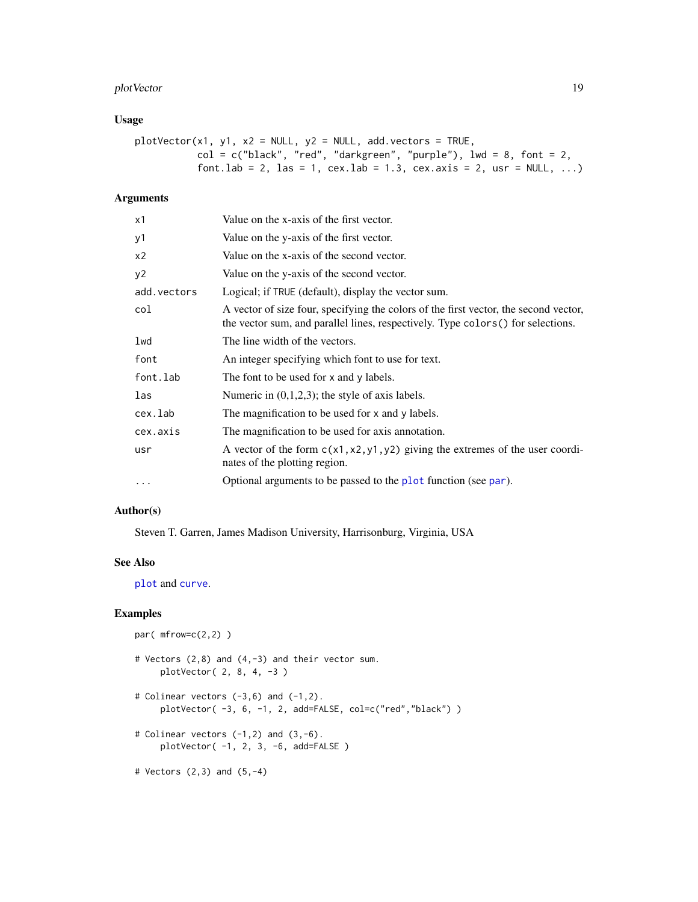### Usage

```
plotVector(x1, y1, x2 = NULL, y2 = NULL, add.vectors = TRUE,
           col = c("black", "red", "darkgreen", "purple"), lwd = 8, font = 2,
           font.lab = 2, las = 1, cex.lab = 1.3, cex.axis = 2, usr = NULL, ...)
```

### Arguments

| | |
|---|---|
| `x1` | Value on the x-axis of the first vector. |
| `y1` | Value on the y-axis of the first vector. |
| `x2` | Value on the x-axis of the second vector. |
| `y2` | Value on the y-axis of the second vector. |
| `add.vectors` | Logical; if `TRUE` (default), display the vector sum. |
| `col` | A vector of size four, specifying the colors of the first vector, the second vector, the vector sum, and parallel lines, respectively. Type `colors()` for selections. |
| `lwd` | The line width of the vectors. |
| `font` | An integer specifying which font to use for text. |
| `font.lab` | The font to be used for x and y labels. |
| `las` | Numeric in (0,1,2,3); the style of axis labels. |
| `cex.lab` | The magnification to be used for x and y labels. |
| `cex.axis` | The magnification to be used for axis annotation. |
| `usr` | A vector of the form `c(x1,x2,y1,y2)` giving the extremes of the user coordinates of the plotting region. |
| `...` | Optional arguments to be passed to the `plot` function (see `par`). |

### Author(s)

Steven T. Garren, James Madison University, Harrisonburg, Virginia, USA

### See Also

`plot` and `curve`.

### Examples

```
par( mfrow=c(2,2) )

# Vectors (2,8) and (4,-3) and their vector sum.
     plotVector( 2, 8, 4, -3 )

# Colinear vectors (-3,6) and (-1,2).
     plotVector( -3, 6, -1, 2, add=FALSE, col=c("red","black") )

# Colinear vectors (-1,2) and (3,-6).
     plotVector( -1, 2, 3, -6, add=FALSE )

# Vectors (2,3) and (5,-4)
```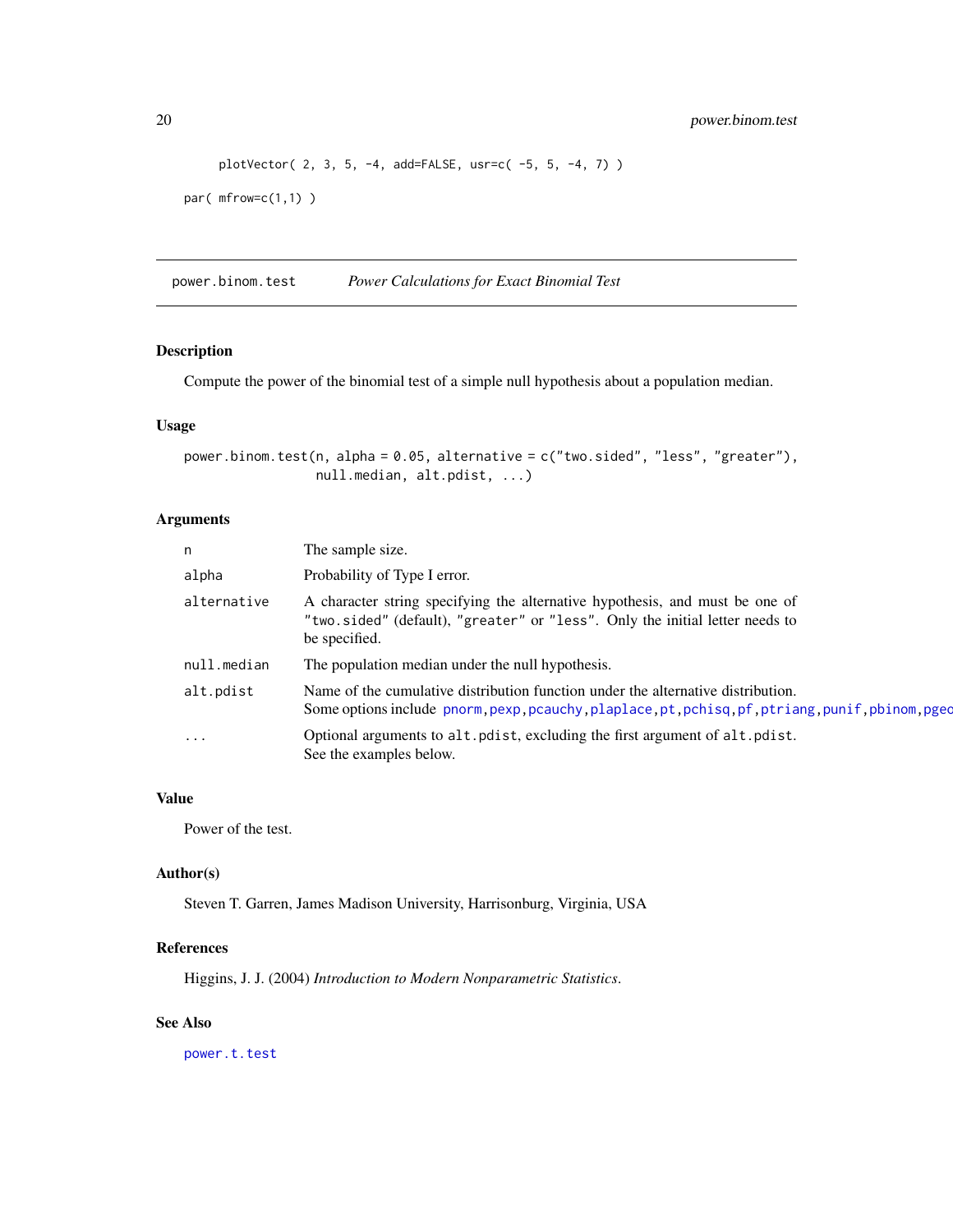```
    plotVector( 2, 3, 5, -4, add=FALSE, usr=c( -5, 5, -4, 7) )

par( mfrow=c(1,1) )
```

## power.binom.test — *Power Calculations for Exact Binomial Test*

### Description

Compute the power of the binomial test of a simple null hypothesis about a population median.

### Usage

```
power.binom.test(n, alpha = 0.05, alternative = c("two.sided", "less", "greater"),
                 null.median, alt.pdist, ...)
```

### Arguments

| | |
|---|---|
| `n` | The sample size. |
| `alpha` | Probability of Type I error. |
| `alternative` | A character string specifying the alternative hypothesis, and must be one of `"two.sided"` (default), `"greater"` or `"less"`. Only the initial letter needs to be specified. |
| `null.median` | The population median under the null hypothesis. |
| `alt.pdist` | Name of the cumulative distribution function under the alternative distribution. Some options include `pnorm`, `pexp`, `pcauchy`, `plaplace`, `pt`, `pchisq`, `pf`, `ptriang`, `punif`, `pbinom`, `pgeo` |
| `...` | Optional arguments to `alt.pdist`, excluding the first argument of `alt.pdist`. See the examples below. |

### Value

Power of the test.

### Author(s)

Steven T. Garren, James Madison University, Harrisonburg, Virginia, USA

### References

Higgins, J. J. (2004) *Introduction to Modern Nonparametric Statistics*.

### See Also

`power.t.test`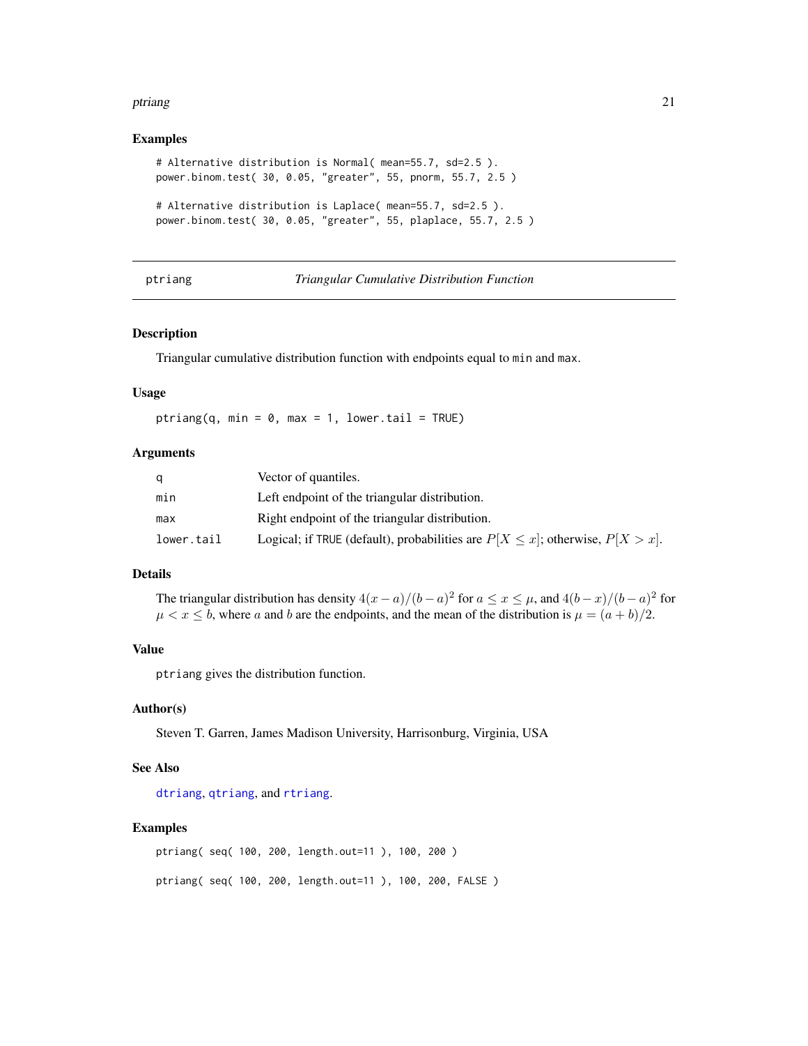### Examples

```
# Alternative distribution is Normal( mean=55.7, sd=2.5 ).
power.binom.test( 30, 0.05, "greater", 55, pnorm, 55.7, 2.5 )

# Alternative distribution is Laplace( mean=55.7, sd=2.5 ).
power.binom.test( 30, 0.05, "greater", 55, plaplace, 55.7, 2.5 )
```

---

## ptriang — *Triangular Cumulative Distribution Function*

---

### Description

Triangular cumulative distribution function with endpoints equal to `min` and `max`.

### Usage

```
ptriang(q, min = 0, max = 1, lower.tail = TRUE)
```

### Arguments

| | |
|---|---|
| `q` | Vector of quantiles. |
| `min` | Left endpoint of the triangular distribution. |
| `max` | Right endpoint of the triangular distribution. |
| `lower.tail` | Logical; if `TRUE` (default), probabilities are $P[X \leq x]$; otherwise, $P[X > x]$. |

### Details

The triangular distribution has density $4(x-a)/(b-a)^2$ for $a \leq x \leq \mu$, and $4(b-x)/(b-a)^2$ for $\mu < x \leq b$, where $a$ and $b$ are the endpoints, and the mean of the distribution is $\mu = (a+b)/2$.

### Value

`ptriang` gives the distribution function.

### Author(s)

Steven T. Garren, James Madison University, Harrisonburg, Virginia, USA

### See Also

`dtriang`, `qtriang`, and `rtriang`.

### Examples

```
ptriang( seq( 100, 200, length.out=11 ), 100, 200 )

ptriang( seq( 100, 200, length.out=11 ), 100, 200, FALSE )
```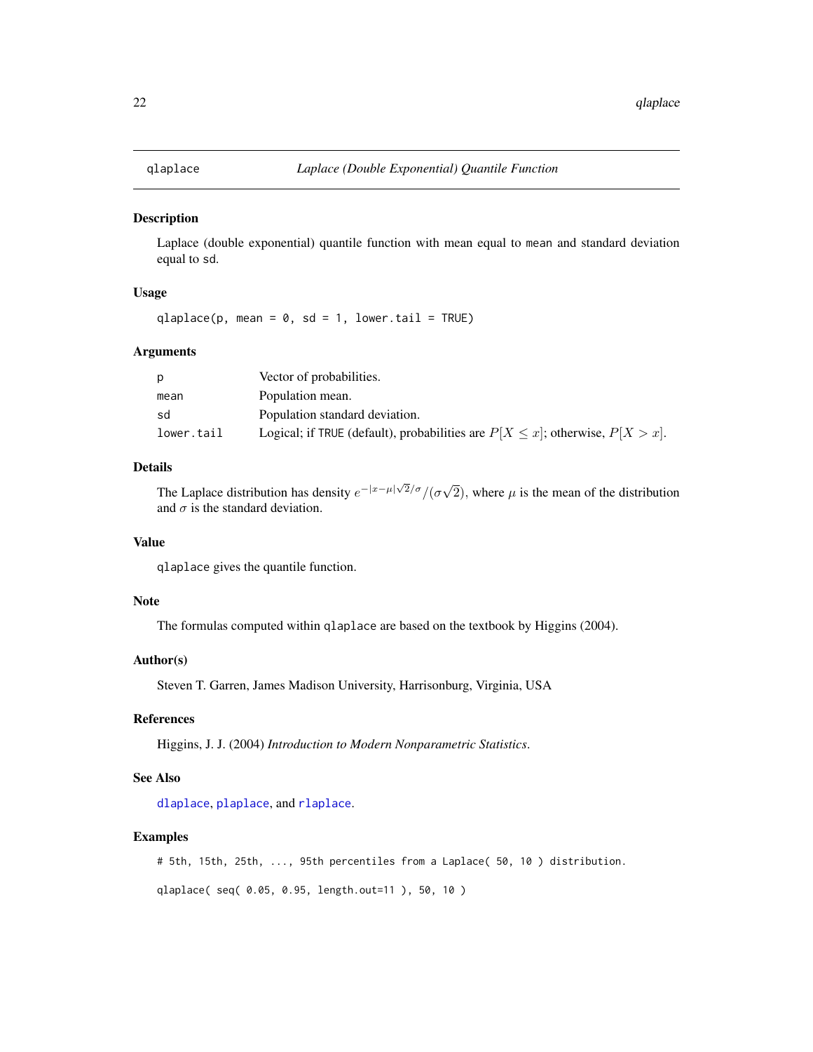qlaplace — *Laplace (Double Exponential) Quantile Function*

## Description

Laplace (double exponential) quantile function with mean equal to `mean` and standard deviation equal to `sd`.

## Usage

```
qlaplace(p, mean = 0, sd = 1, lower.tail = TRUE)
```

## Arguments

| | |
|---|---|
| `p` | Vector of probabilities. |
| `mean` | Population mean. |
| `sd` | Population standard deviation. |
| `lower.tail` | Logical; if `TRUE` (default), probabilities are $P[X \le x]$; otherwise, $P[X > x]$. |

## Details

The Laplace distribution has density $e^{-|x-\mu|\sqrt{2}/\sigma}/(\sigma\sqrt{2})$, where $\mu$ is the mean of the distribution and $\sigma$ is the standard deviation.

## Value

`qlaplace` gives the quantile function.

## Note

The formulas computed within `qlaplace` are based on the textbook by Higgins (2004).

## Author(s)

Steven T. Garren, James Madison University, Harrisonburg, Virginia, USA

## References

Higgins, J. J. (2004) *Introduction to Modern Nonparametric Statistics*.

## See Also

`dlaplace`, `plaplace`, and `rlaplace`.

## Examples

```
# 5th, 15th, 25th, ..., 95th percentiles from a Laplace( 50, 10 ) distribution.

qlaplace( seq( 0.05, 0.95, length.out=11 ), 50, 10 )
```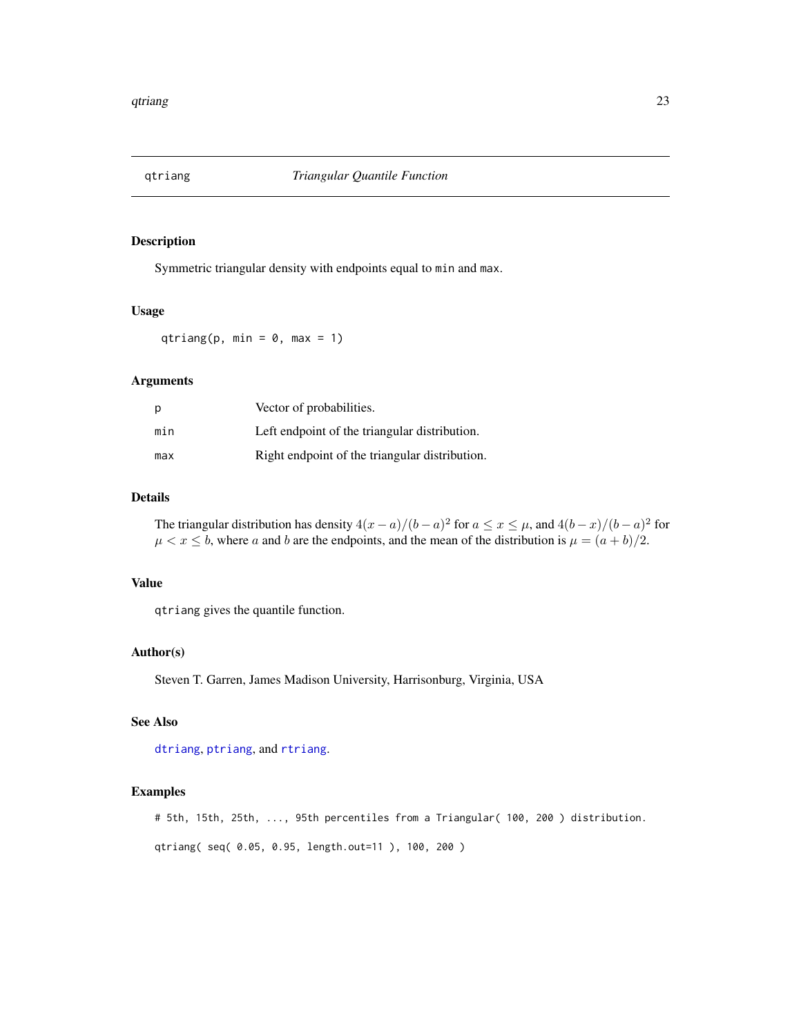## qtriang *Triangular Quantile Function*

### Description

Symmetric triangular density with endpoints equal to `min` and `max`.

### Usage

```
qtriang(p, min = 0, max = 1)
```

### Arguments

| | |
|---|---|
| `p` | Vector of probabilities. |
| `min` | Left endpoint of the triangular distribution. |
| `max` | Right endpoint of the triangular distribution. |

### Details

The triangular distribution has density $4(x-a)/(b-a)^2$ for $a \leq x \leq \mu$, and $4(b-x)/(b-a)^2$ for $\mu < x \leq b$, where $a$ and $b$ are the endpoints, and the mean of the distribution is $\mu = (a+b)/2$.

### Value

`qtriang` gives the quantile function.

### Author(s)

Steven T. Garren, James Madison University, Harrisonburg, Virginia, USA

### See Also

`dtriang`, `ptriang`, and `rtriang`.

### Examples

```
# 5th, 15th, 25th, ..., 95th percentiles from a Triangular( 100, 200 ) distribution.

qtriang( seq( 0.05, 0.95, length.out=11 ), 100, 200 )
```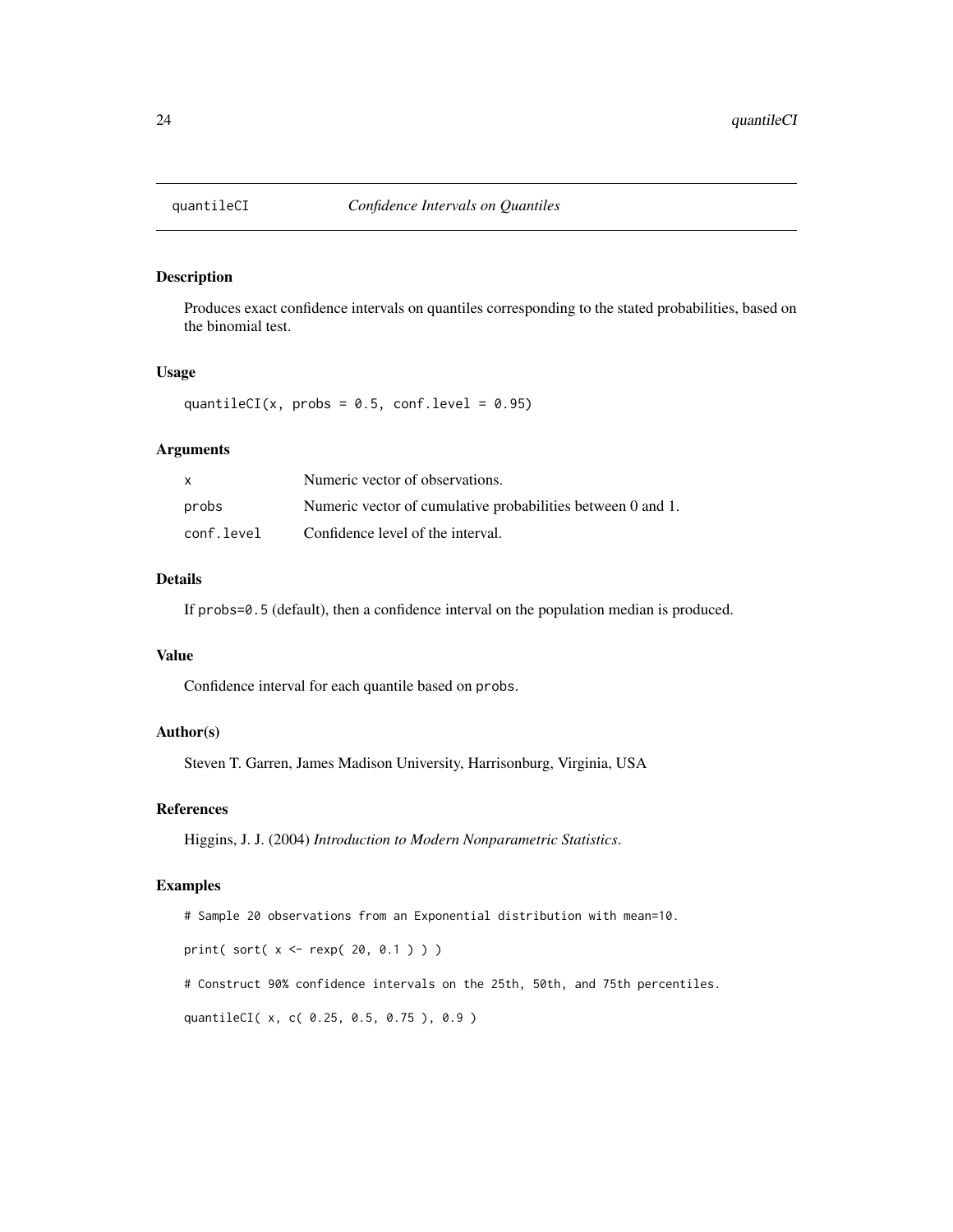## quantileCI *Confidence Intervals on Quantiles*

### Description

Produces exact confidence intervals on quantiles corresponding to the stated probabilities, based on the binomial test.

### Usage

```
quantileCI(x, probs = 0.5, conf.level = 0.95)
```

### Arguments

| | |
|---|---|
| `x` | Numeric vector of observations. |
| `probs` | Numeric vector of cumulative probabilities between 0 and 1. |
| `conf.level` | Confidence level of the interval. |

### Details

If `probs=0.5` (default), then a confidence interval on the population median is produced.

### Value

Confidence interval for each quantile based on `probs`.

### Author(s)

Steven T. Garren, James Madison University, Harrisonburg, Virginia, USA

### References

Higgins, J. J. (2004) *Introduction to Modern Nonparametric Statistics*.

### Examples

```
# Sample 20 observations from an Exponential distribution with mean=10.

print( sort( x <- rexp( 20, 0.1 ) ) )

# Construct 90% confidence intervals on the 25th, 50th, and 75th percentiles.

quantileCI( x, c( 0.25, 0.5, 0.75 ), 0.9 )
```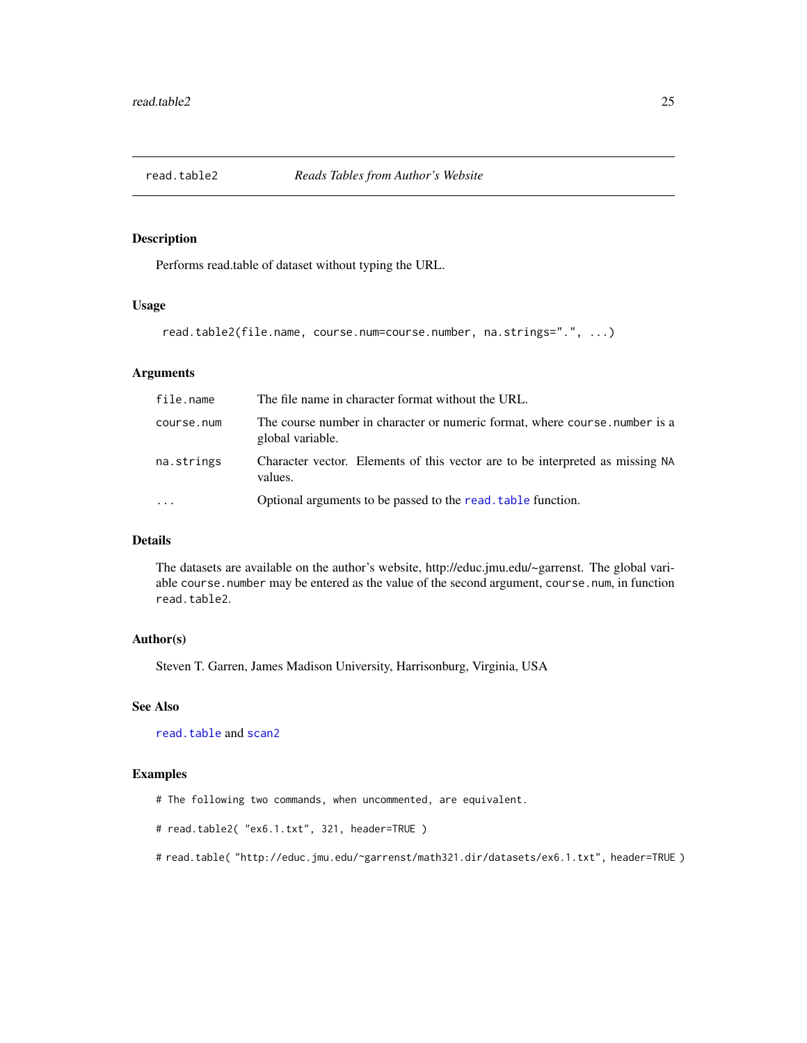read.table2 *Reads Tables from Author's Website*

## Description

Performs read.table of dataset without typing the URL.

## Usage

```
read.table2(file.name, course.num=course.number, na.strings=".", ...)
```

## Arguments

| | |
|---|---|
| `file.name` | The file name in character format without the URL. |
| `course.num` | The course number in character or numeric format, where `course.number` is a global variable. |
| `na.strings` | Character vector. Elements of this vector are to be interpreted as missing `NA` values. |
| `...` | Optional arguments to be passed to the `read.table` function. |

## Details

The datasets are available on the author's website, http://educ.jmu.edu/~garrenst. The global variable `course.number` may be entered as the value of the second argument, `course.num`, in function `read.table2`.

## Author(s)

Steven T. Garren, James Madison University, Harrisonburg, Virginia, USA

## See Also

`read.table` and `scan2`

## Examples

```
# The following two commands, when uncommented, are equivalent.

# read.table2( "ex6.1.txt", 321, header=TRUE )

# read.table( "http://educ.jmu.edu/~garrenst/math321.dir/datasets/ex6.1.txt", header=TRUE )
```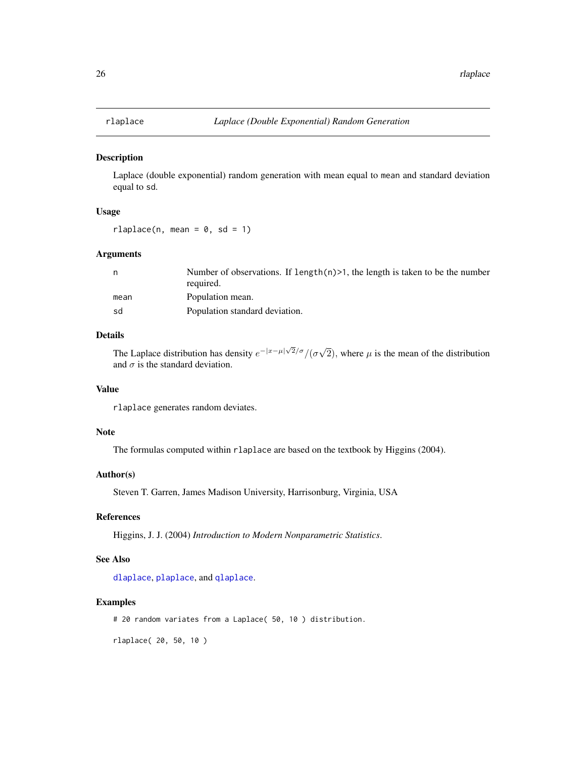rlaplace *Laplace (Double Exponential) Random Generation*

## Description

Laplace (double exponential) random generation with mean equal to mean and standard deviation equal to sd.

## Usage

```
rlaplace(n, mean = 0, sd = 1)
```

## Arguments

| | |
|---|---|
| n | Number of observations. If length(n)>1, the length is taken to be the number required. |
| mean | Population mean. |
| sd | Population standard deviation. |

## Details

The Laplace distribution has density $e^{-|x-\mu|\sqrt{2}/\sigma}/(\sigma\sqrt{2})$, where $\mu$ is the mean of the distribution and $\sigma$ is the standard deviation.

## Value

rlaplace generates random deviates.

## Note

The formulas computed within rlaplace are based on the textbook by Higgins (2004).

## Author(s)

Steven T. Garren, James Madison University, Harrisonburg, Virginia, USA

## References

Higgins, J. J. (2004) *Introduction to Modern Nonparametric Statistics*.

## See Also

dlaplace, plaplace, and qlaplace.

## Examples

```
# 20 random variates from a Laplace( 50, 10 ) distribution.

rlaplace( 20, 50, 10 )
```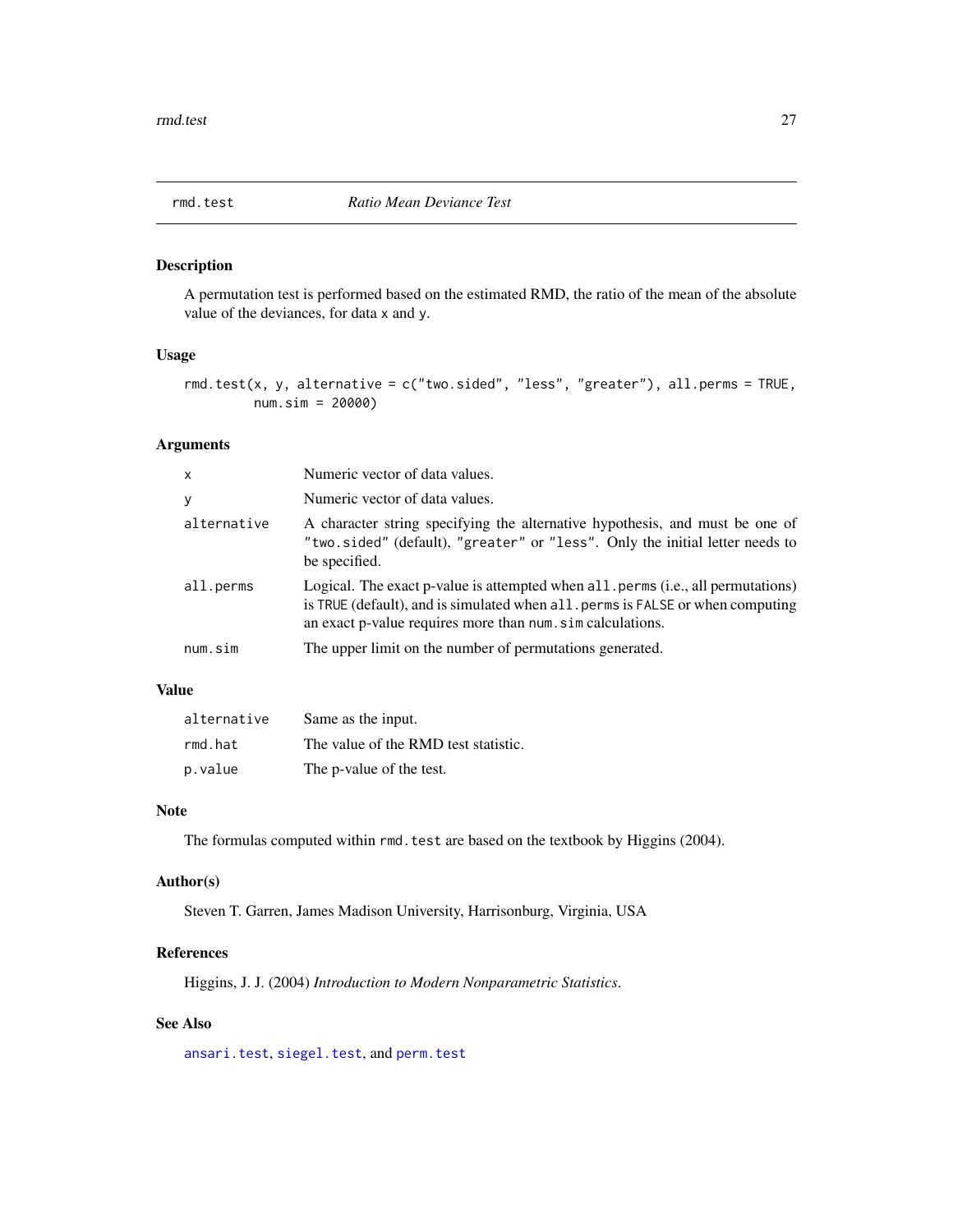# rmd.test — *Ratio Mean Deviance Test*

## Description

A permutation test is performed based on the estimated RMD, the ratio of the mean of the absolute value of the deviances, for data x and y.

## Usage

```
rmd.test(x, y, alternative = c("two.sided", "less", "greater"), all.perms = TRUE,
        num.sim = 20000)
```

## Arguments

| | |
|---|---|
| x | Numeric vector of data values. |
| y | Numeric vector of data values. |
| alternative | A character string specifying the alternative hypothesis, and must be one of "two.sided" (default), "greater" or "less". Only the initial letter needs to be specified. |
| all.perms | Logical. The exact p-value is attempted when all.perms (i.e., all permutations) is TRUE (default), and is simulated when all.perms is FALSE or when computing an exact p-value requires more than num.sim calculations. |
| num.sim | The upper limit on the number of permutations generated. |

## Value

| | |
|---|---|
| alternative | Same as the input. |
| rmd.hat | The value of the RMD test statistic. |
| p.value | The p-value of the test. |

## Note

The formulas computed within rmd.test are based on the textbook by Higgins (2004).

## Author(s)

Steven T. Garren, James Madison University, Harrisonburg, Virginia, USA

## References

Higgins, J. J. (2004) *Introduction to Modern Nonparametric Statistics*.

## See Also

ansari.test, siegel.test, and perm.test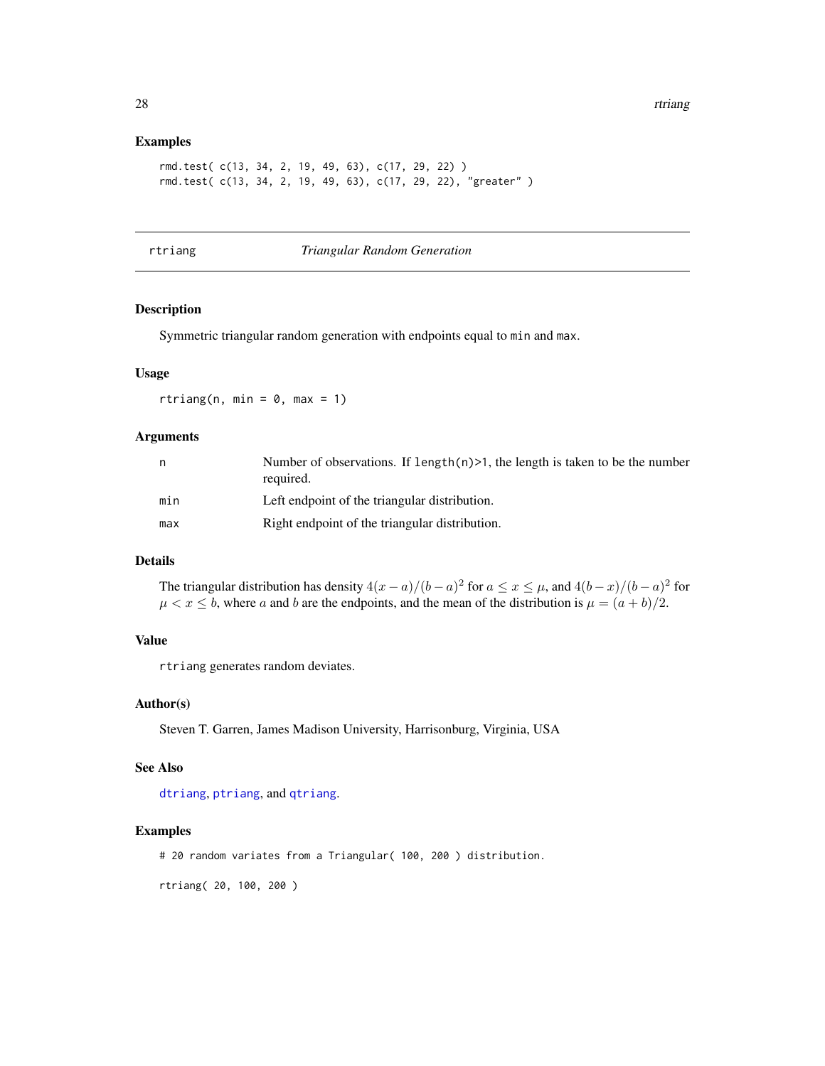## Examples

```
rmd.test( c(13, 34, 2, 19, 49, 63), c(17, 29, 22) )
rmd.test( c(13, 34, 2, 19, 49, 63), c(17, 29, 22), "greater" )
```

---

# rtriang — *Triangular Random Generation*

## Description

Symmetric triangular random generation with endpoints equal to `min` and `max`.

## Usage

```
rtriang(n, min = 0, max = 1)
```

## Arguments

| | |
|---|---|
| `n` | Number of observations. If `length(n)>1`, the length is taken to be the number required. |
| `min` | Left endpoint of the triangular distribution. |
| `max` | Right endpoint of the triangular distribution. |

## Details

The triangular distribution has density $4(x - a)/(b - a)^2$ for $a \leq x \leq \mu$, and $4(b - x)/(b - a)^2$ for $\mu < x \leq b$, where $a$ and $b$ are the endpoints, and the mean of the distribution is $\mu = (a + b)/2$.

## Value

`rtriang` generates random deviates.

## Author(s)

Steven T. Garren, James Madison University, Harrisonburg, Virginia, USA

## See Also

`dtriang`, `ptriang`, and `qtriang`.

## Examples

```
# 20 random variates from a Triangular( 100, 200 ) distribution.

rtriang( 20, 100, 200 )
```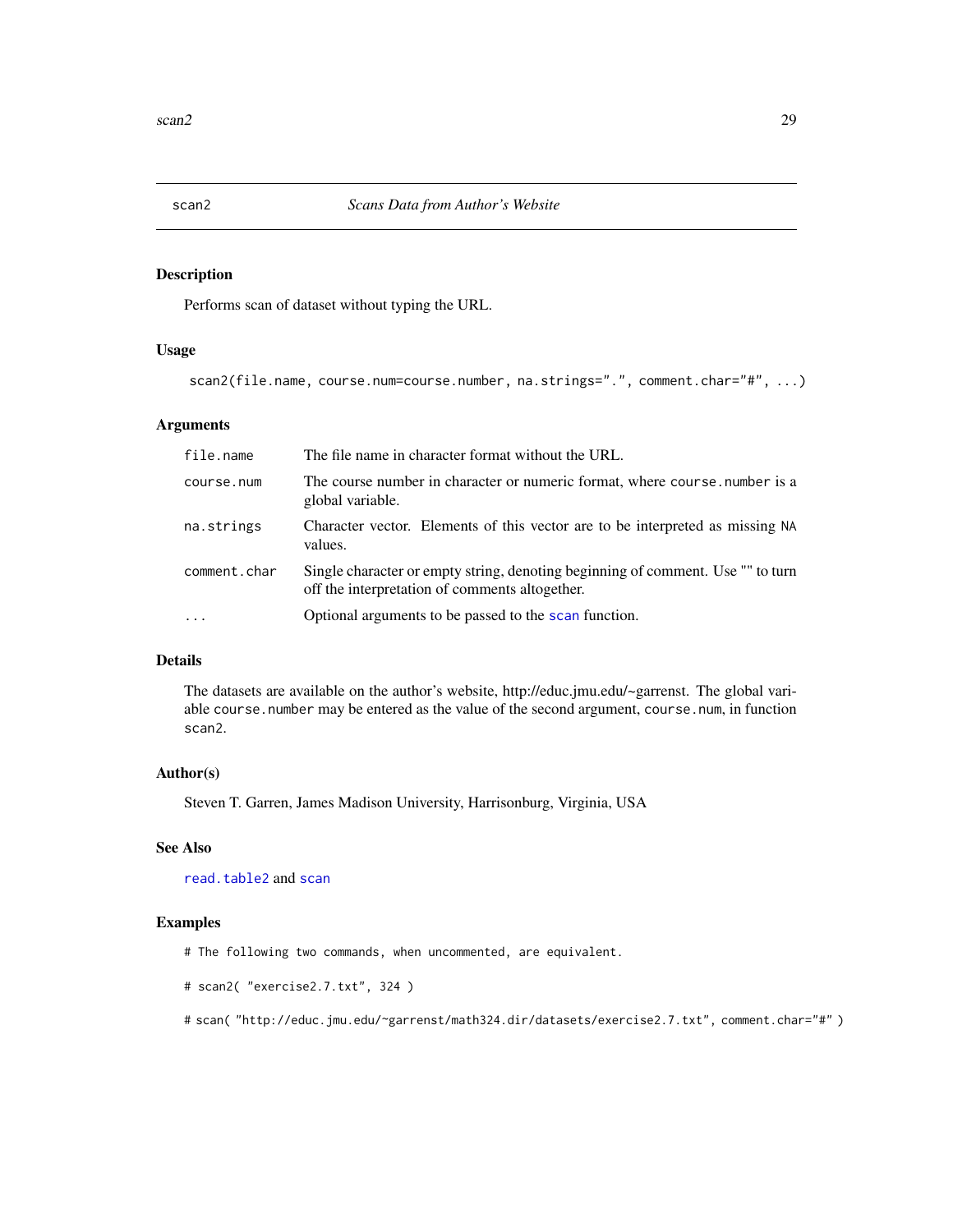# scan2 — *Scans Data from Author's Website*

## Description

Performs scan of dataset without typing the URL.

## Usage

```
scan2(file.name, course.num=course.number, na.strings=".", comment.char="#", ...)
```

## Arguments

| | |
|---|---|
| `file.name` | The file name in character format without the URL. |
| `course.num` | The course number in character or numeric format, where `course.number` is a global variable. |
| `na.strings` | Character vector. Elements of this vector are to be interpreted as missing `NA` values. |
| `comment.char` | Single character or empty string, denoting beginning of comment. Use "" to turn off the interpretation of comments altogether. |
| `...` | Optional arguments to be passed to the `scan` function. |

## Details

The datasets are available on the author's website, http://educ.jmu.edu/~garrenst. The global variable `course.number` may be entered as the value of the second argument, `course.num`, in function `scan2`.

## Author(s)

Steven T. Garren, James Madison University, Harrisonburg, Virginia, USA

## See Also

`read.table2` and `scan`

## Examples

```
# The following two commands, when uncommented, are equivalent.

# scan2( "exercise2.7.txt", 324 )

# scan( "http://educ.jmu.edu/~garrenst/math324.dir/datasets/exercise2.7.txt", comment.char="#" )
```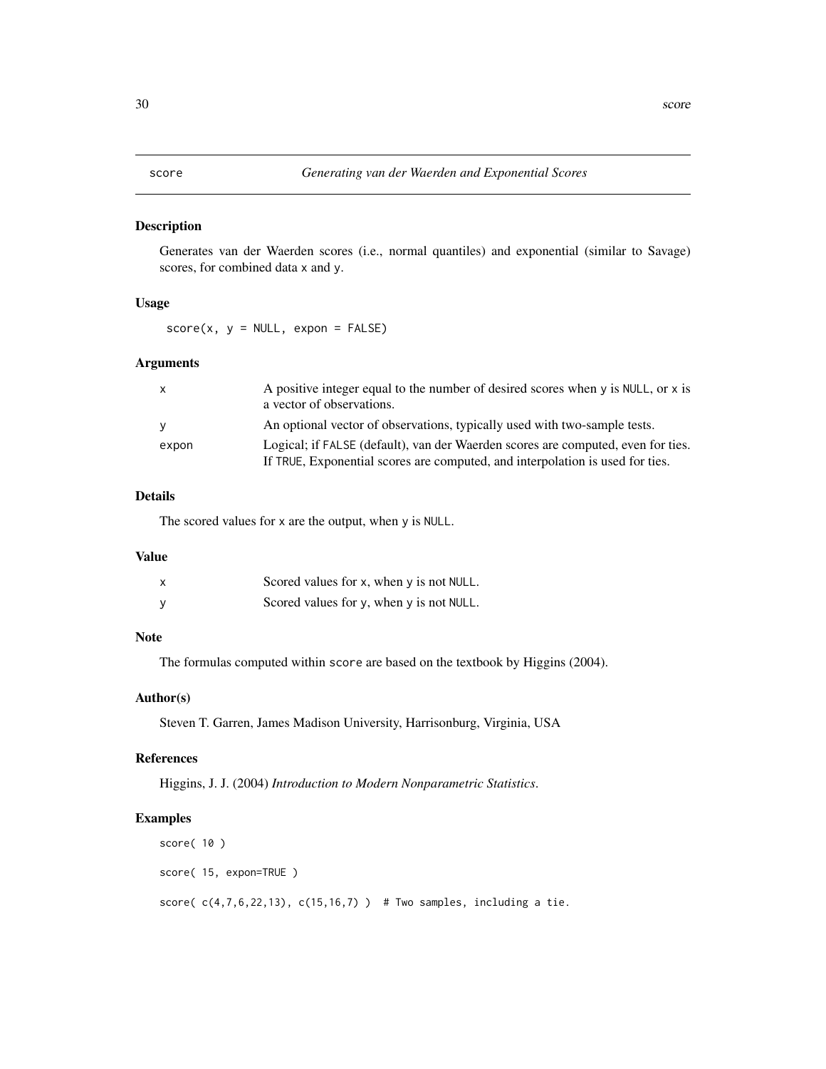## score — *Generating van der Waerden and Exponential Scores*

### Description

Generates van der Waerden scores (i.e., normal quantiles) and exponential (similar to Savage) scores, for combined data `x` and `y`.

### Usage

```
score(x, y = NULL, expon = FALSE)
```

### Arguments

| | |
|---|---|
| `x` | A positive integer equal to the number of desired scores when `y` is `NULL`, or `x` is a vector of observations. |
| `y` | An optional vector of observations, typically used with two-sample tests. |
| `expon` | Logical; if `FALSE` (default), van der Waerden scores are computed, even for ties. If `TRUE`, Exponential scores are computed, and interpolation is used for ties. |

### Details

The scored values for `x` are the output, when `y` is `NULL`.

### Value

| | |
|---|---|
| `x` | Scored values for `x`, when `y` is not `NULL`. |
| `y` | Scored values for `y`, when `y` is not `NULL`. |

### Note

The formulas computed within `score` are based on the textbook by Higgins (2004).

### Author(s)

Steven T. Garren, James Madison University, Harrisonburg, Virginia, USA

### References

Higgins, J. J. (2004) *Introduction to Modern Nonparametric Statistics*.

### Examples

```
score( 10 )

score( 15, expon=TRUE )

score( c(4,7,6,22,13), c(15,16,7) )  # Two samples, including a tie.
```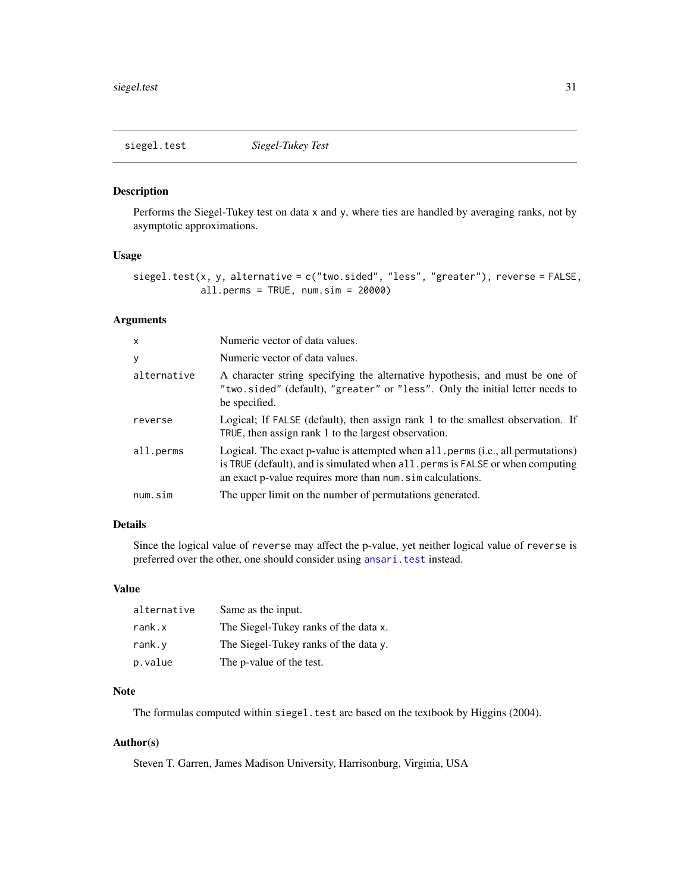## siegel.test — *Siegel-Tukey Test*

### Description

Performs the Siegel-Tukey test on data `x` and `y`, where ties are handled by averaging ranks, not by asymptotic approximations.

### Usage

```
siegel.test(x, y, alternative = c("two.sided", "less", "greater"), reverse = FALSE,
            all.perms = TRUE, num.sim = 20000)
```

### Arguments

| | |
|---|---|
| `x` | Numeric vector of data values. |
| `y` | Numeric vector of data values. |
| `alternative` | A character string specifying the alternative hypothesis, and must be one of `"two.sided"` (default), `"greater"` or `"less"`. Only the initial letter needs to be specified. |
| `reverse` | Logical; If `FALSE` (default), then assign rank 1 to the smallest observation. If `TRUE`, then assign rank 1 to the largest observation. |
| `all.perms` | Logical. The exact p-value is attempted when `all.perms` (i.e., all permutations) is `TRUE` (default), and is simulated when `all.perms` is `FALSE` or when computing an exact p-value requires more than `num.sim` calculations. |
| `num.sim` | The upper limit on the number of permutations generated. |

### Details

Since the logical value of `reverse` may affect the p-value, yet neither logical value of `reverse` is preferred over the other, one should consider using `ansari.test` instead.

### Value

| | |
|---|---|
| `alternative` | Same as the input. |
| `rank.x` | The Siegel-Tukey ranks of the data `x`. |
| `rank.y` | The Siegel-Tukey ranks of the data `y`. |
| `p.value` | The p-value of the test. |

### Note

The formulas computed within `siegel.test` are based on the textbook by Higgins (2004).

### Author(s)

Steven T. Garren, James Madison University, Harrisonburg, Virginia, USA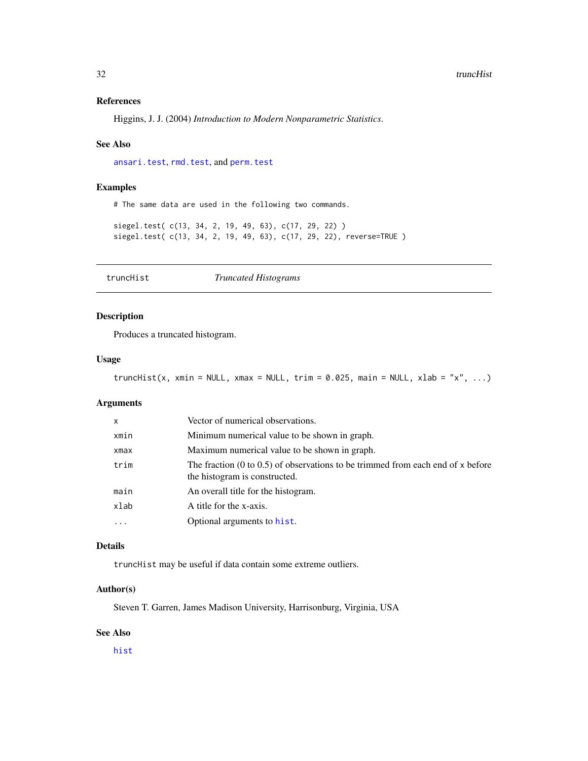### References

Higgins, J. J. (2004) *Introduction to Modern Nonparametric Statistics*.

### See Also

ansari.test, rmd.test, and perm.test

### Examples

```
# The same data are used in the following two commands.

siegel.test( c(13, 34, 2, 19, 49, 63), c(17, 29, 22) )
siegel.test( c(13, 34, 2, 19, 49, 63), c(17, 29, 22), reverse=TRUE )
```

---

## truncHist *Truncated Histograms*

---

### Description

Produces a truncated histogram.

### Usage

```
truncHist(x, xmin = NULL, xmax = NULL, trim = 0.025, main = NULL, xlab = "x", ...)
```

### Arguments

| | |
|---|---|
| x | Vector of numerical observations. |
| xmin | Minimum numerical value to be shown in graph. |
| xmax | Maximum numerical value to be shown in graph. |
| trim | The fraction (0 to 0.5) of observations to be trimmed from each end of x before the histogram is constructed. |
| main | An overall title for the histogram. |
| xlab | A title for the x-axis. |
| ... | Optional arguments to hist. |

### Details

truncHist may be useful if data contain some extreme outliers.

### Author(s)

Steven T. Garren, James Madison University, Harrisonburg, Virginia, USA

### See Also

hist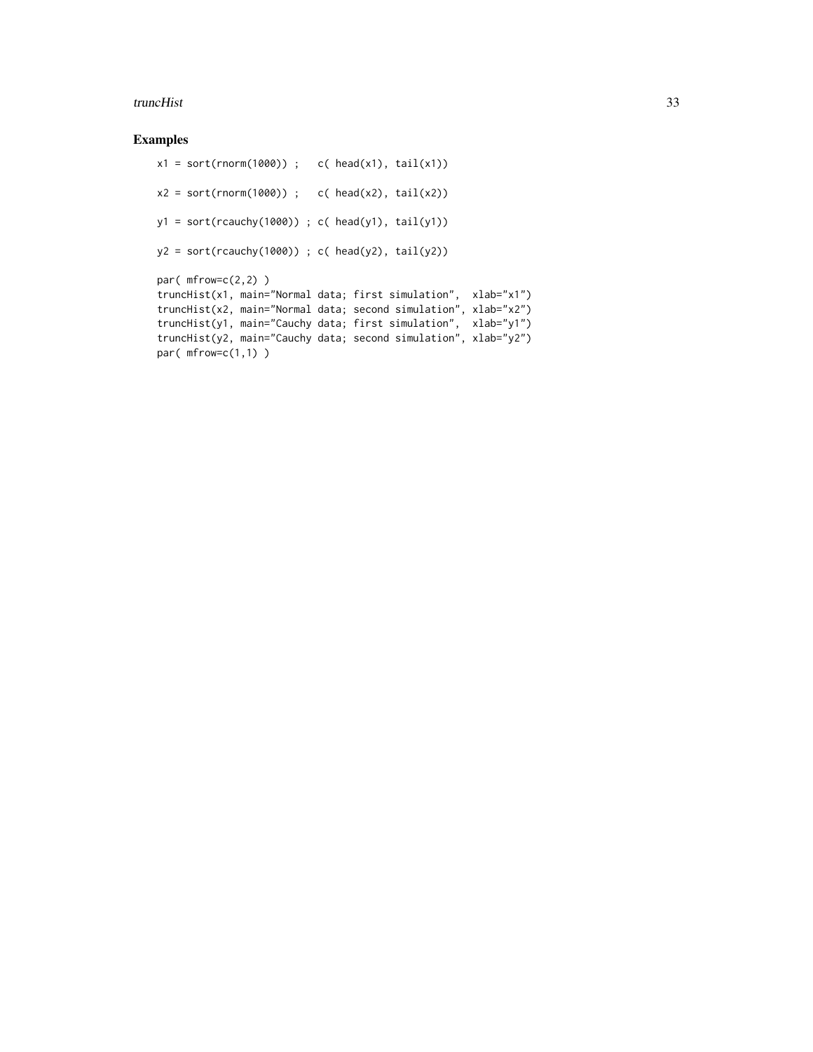## Examples

```
x1 = sort(rnorm(1000)) ;   c( head(x1), tail(x1))

x2 = sort(rnorm(1000)) ;   c( head(x2), tail(x2))

y1 = sort(rcauchy(1000)) ; c( head(y1), tail(y1))

y2 = sort(rcauchy(1000)) ; c( head(y2), tail(y2))

par( mfrow=c(2,2) )
truncHist(x1, main="Normal data; first simulation",  xlab="x1")
truncHist(x2, main="Normal data; second simulation", xlab="x2")
truncHist(y1, main="Cauchy data; first simulation",  xlab="y1")
truncHist(y2, main="Cauchy data; second simulation", xlab="y2")
par( mfrow=c(1,1) )
```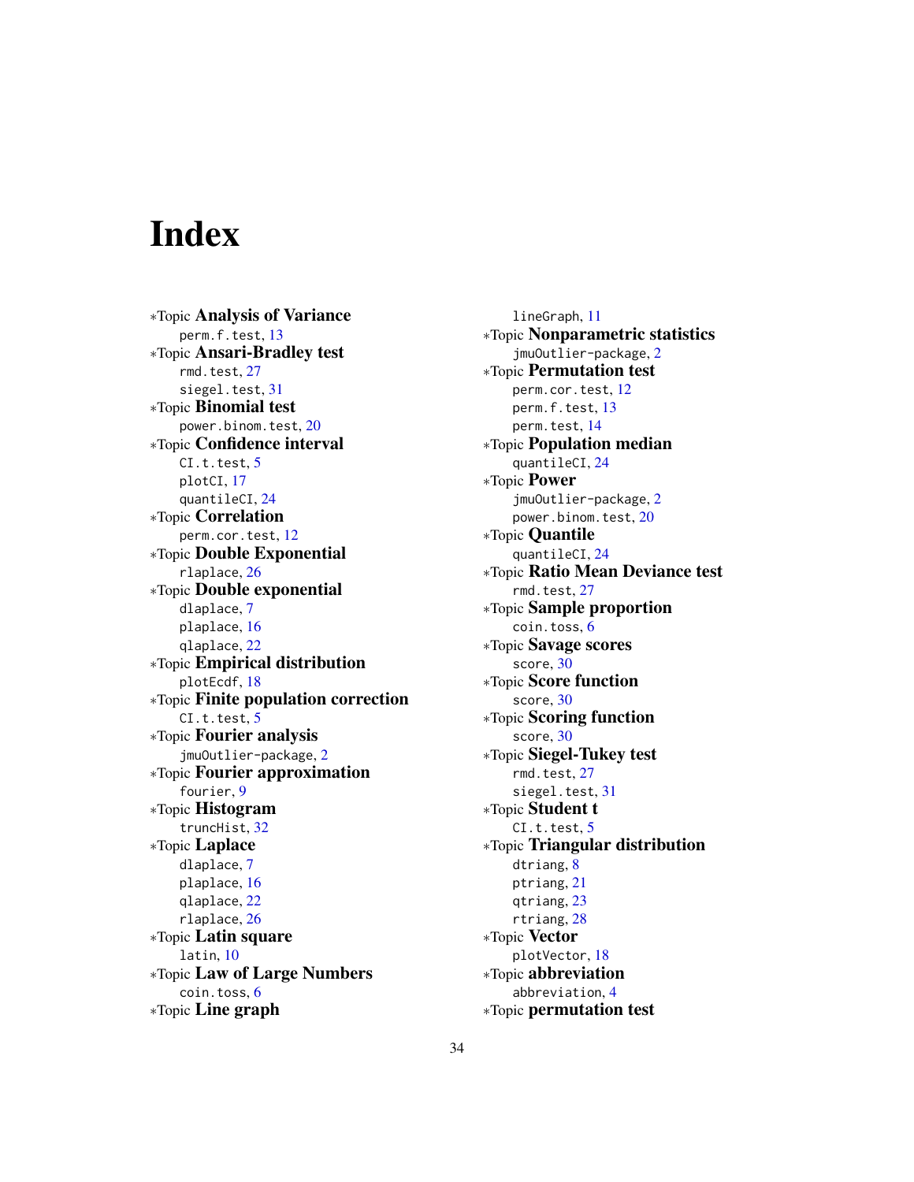# Index

*Topic **Analysis of Variance**
  perm.f.test, 13
*Topic **Ansari-Bradley test**
  rmd.test, 27
  siegel.test, 31
*Topic **Binomial test**
  power.binom.test, 20
*Topic **Confidence interval**
  CI.t.test, 5
  plotCI, 17
  quantileCI, 24
*Topic **Correlation**
  perm.cor.test, 12
*Topic **Double Exponential**
  rlaplace, 26
*Topic **Double exponential**
  dlaplace, 7
  plaplace, 16
  qlaplace, 22
*Topic **Empirical distribution**
  plotEcdf, 18
*Topic **Finite population correction**
  CI.t.test, 5
*Topic **Fourier analysis**
  jmuOutlier-package, 2
*Topic **Fourier approximation**
  fourier, 9
*Topic **Histogram**
  truncHist, 32
*Topic **Laplace**
  dlaplace, 7
  plaplace, 16
  qlaplace, 22
  rlaplace, 26
*Topic **Latin square**
  latin, 10
*Topic **Law of Large Numbers**
  coin.toss, 6
*Topic **Line graph**
  lineGraph, 11
*Topic **Nonparametric statistics**
  jmuOutlier-package, 2
*Topic **Permutation test**
  perm.cor.test, 12
  perm.f.test, 13
  perm.test, 14
*Topic **Population median**
  quantileCI, 24
*Topic **Power**
  jmuOutlier-package, 2
  power.binom.test, 20
*Topic **Quantile**
  quantileCI, 24
*Topic **Ratio Mean Deviance test**
  rmd.test, 27
*Topic **Sample proportion**
  coin.toss, 6
*Topic **Savage scores**
  score, 30
*Topic **Score function**
  score, 30
*Topic **Scoring function**
  score, 30
*Topic **Siegel-Tukey test**
  rmd.test, 27
  siegel.test, 31
*Topic **Student t**
  CI.t.test, 5
*Topic **Triangular distribution**
  dtriang, 8
  ptriang, 21
  qtriang, 23
  rtriang, 28
*Topic **Vector**
  plotVector, 18
*Topic **abbreviation**
  abbreviation, 4
*Topic **permutation test**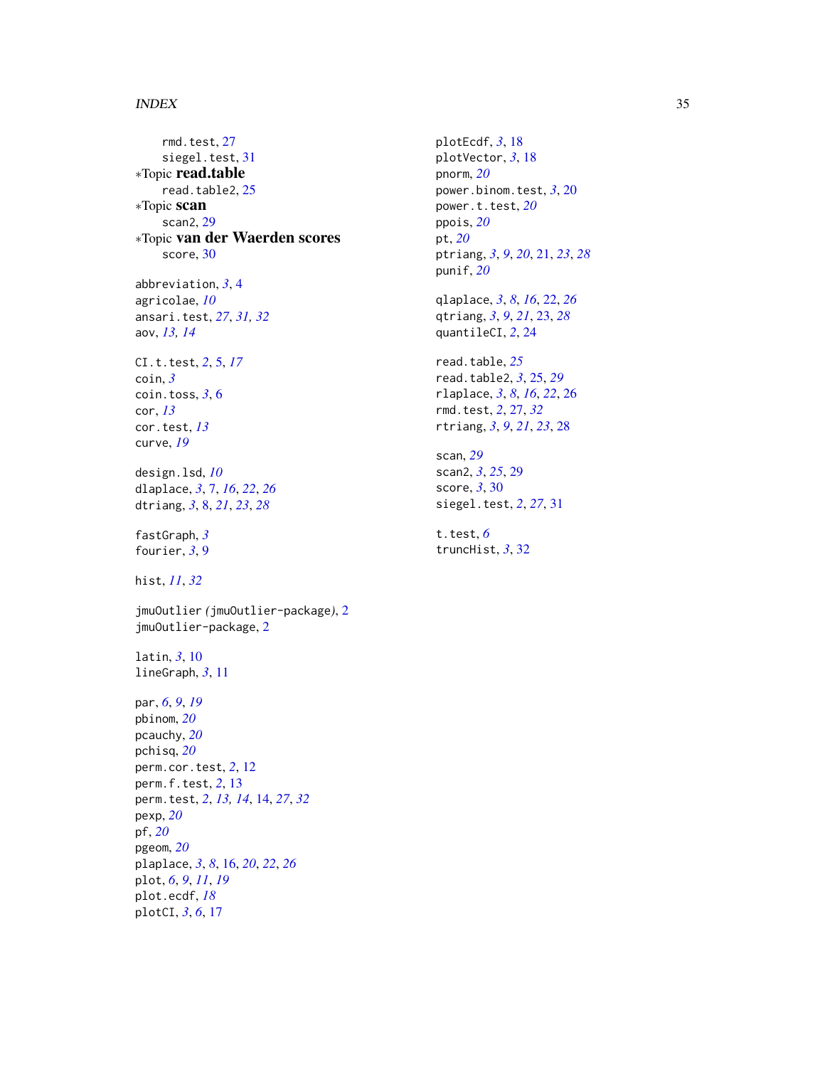rmd.test, 27
siegel.test, 31

*Topic **read.table**
read.table2, 25

*Topic **scan**
scan2, 29

*Topic **van der Waerden scores**
score, 30

abbreviation, *3*, 4
agricolae, *10*
ansari.test, *27*, *31, 32*
aov, *13, 14*

CI.t.test, *2*, 5, *17*
coin, *3*
coin.toss, *3*, 6
cor, *13*
cor.test, *13*
curve, *19*

design.lsd, *10*
dlaplace, *3*, 7, *16*, *22*, *26*
dtriang, *3*, 8, *21*, *23*, *28*

fastGraph, *3*
fourier, *3*, 9

hist, *11*, *32*

jmuOutlier *(*jmuOutlier-package*)*, 2
jmuOutlier-package, 2

latin, *3*, 10
lineGraph, *3*, 11

par, *6*, *9*, *19*
pbinom, *20*
pcauchy, *20*
pchisq, *20*
perm.cor.test, *2*, 12
perm.f.test, *2*, 13
perm.test, *2*, *13, 14*, 14, *27*, *32*
pexp, *20*
pf, *20*
pgeom, *20*
plaplace, *3*, *8*, 16, *20*, *22*, *26*
plot, *6*, *9*, *11*, *19*
plot.ecdf, *18*
plotCI, *3*, *6*, 17
plotEcdf, *3*, 18
plotVector, *3*, 18
pnorm, *20*
power.binom.test, *3*, 20
power.t.test, *20*
ppois, *20*
pt, *20*
ptriang, *3*, *9*, *20*, 21, *23*, *28*
punif, *20*

qlaplace, *3*, *8*, *16*, 22, *26*
qtriang, *3*, *9*, *21*, 23, *28*
quantileCI, *2*, 24

read.table, *25*
read.table2, *3*, 25, *29*
rlaplace, *3*, *8*, *16*, *22*, 26
rmd.test, *2*, 27, *32*
rtriang, *3*, *9*, *21*, *23*, 28

scan, *29*
scan2, *3*, *25*, 29
score, *3*, 30
siegel.test, *2*, *27*, 31

t.test, *6*
truncHist, *3*, 32